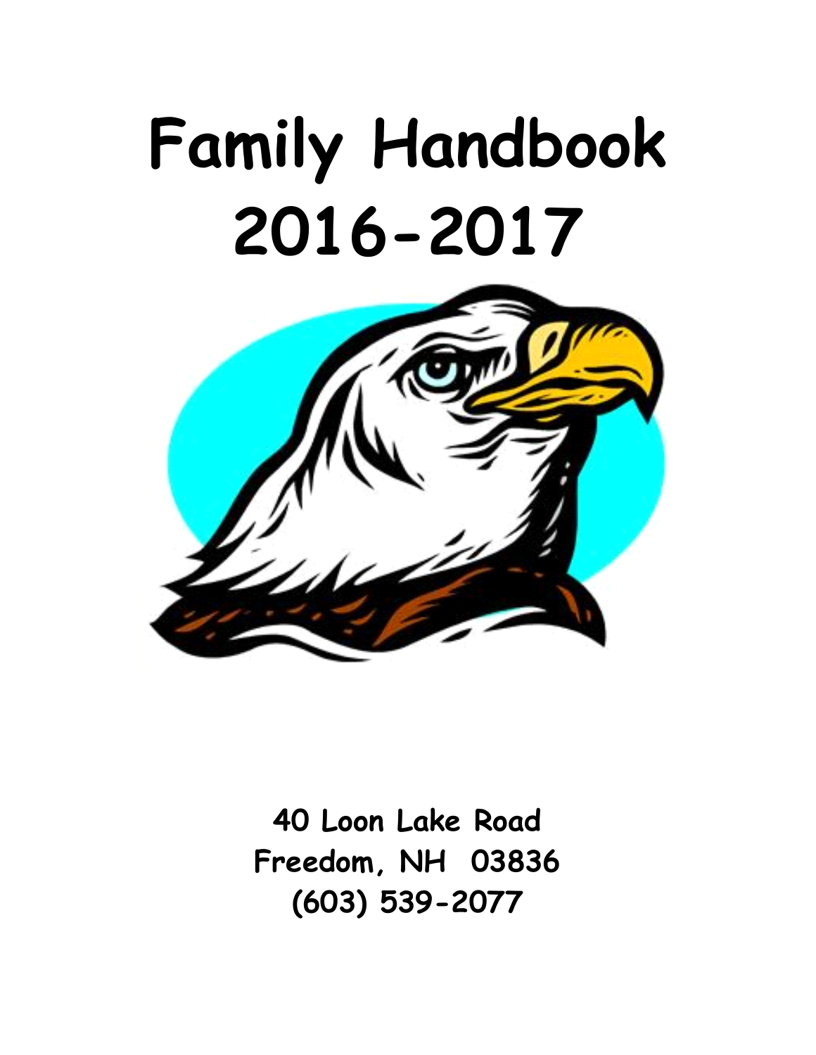# Family Handbook 2016-2017

**40 Loon Lake Road**
**Freedom, NH 03836**
**(603) 539-2077**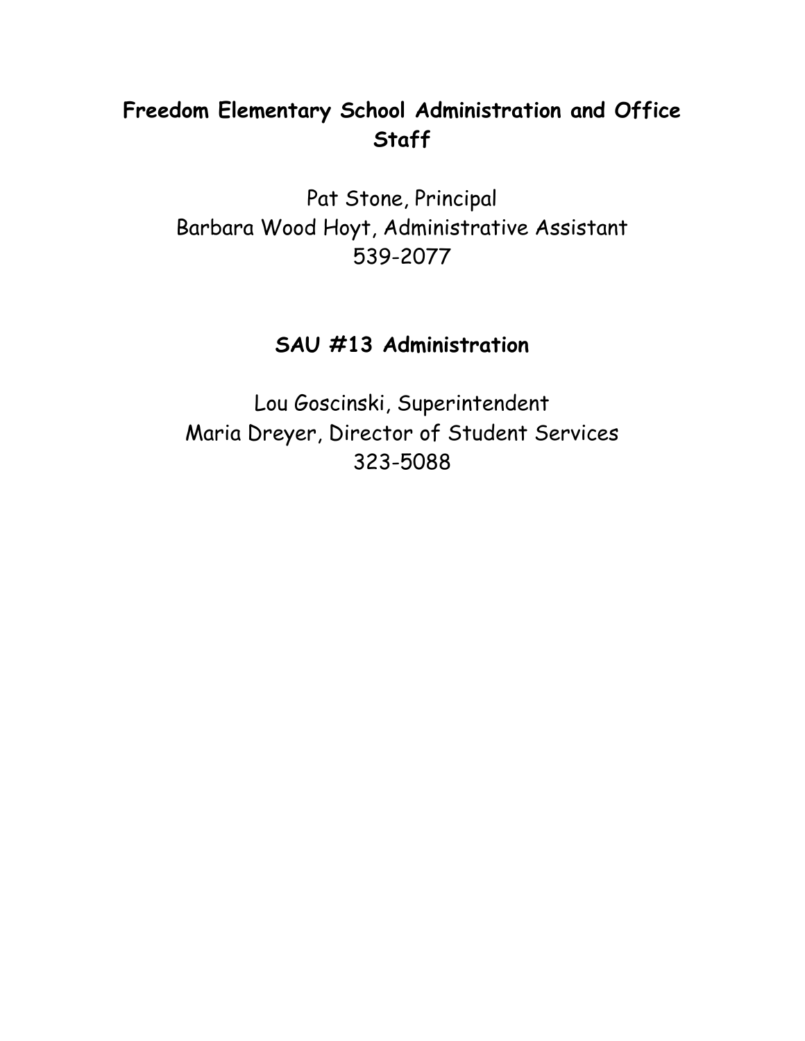## Freedom Elementary School Administration and Office Staff

Pat Stone, Principal
Barbara Wood Hoyt, Administrative Assistant
539-2077

## SAU #13 Administration

Lou Goscinski, Superintendent
Maria Dreyer, Director of Student Services
323-5088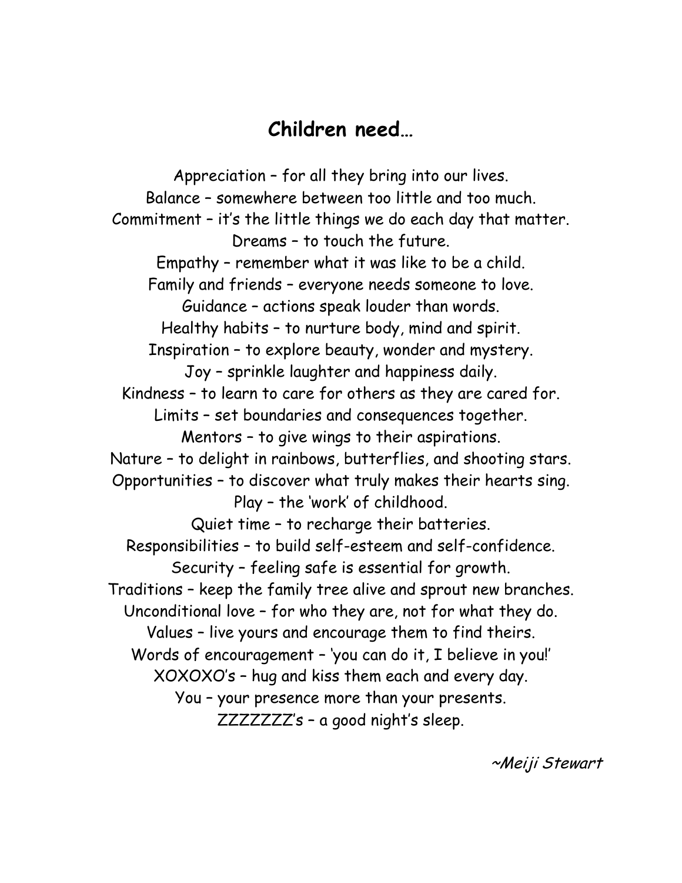## Children need…

Appreciation – for all they bring into our lives.
Balance – somewhere between too little and too much.
Commitment – it's the little things we do each day that matter.
Dreams – to touch the future.
Empathy – remember what it was like to be a child.
Family and friends – everyone needs someone to love.
Guidance – actions speak louder than words.
Healthy habits – to nurture body, mind and spirit.
Inspiration – to explore beauty, wonder and mystery.
Joy – sprinkle laughter and happiness daily.
Kindness – to learn to care for others as they are cared for.
Limits – set boundaries and consequences together.
Mentors – to give wings to their aspirations.
Nature – to delight in rainbows, butterflies, and shooting stars.
Opportunities – to discover what truly makes their hearts sing.
Play – the 'work' of childhood.
Quiet time – to recharge their batteries.
Responsibilities – to build self-esteem and self-confidence.
Security – feeling safe is essential for growth.
Traditions – keep the family tree alive and sprout new branches.
Unconditional love – for who they are, not for what they do.
Values – live yours and encourage them to find theirs.
Words of encouragement – 'you can do it, I believe in you!'
XOXOXO's – hug and kiss them each and every day.
You – your presence more than your presents.
ZZZZZZZ's – a good night's sleep.

*~Meiji Stewart*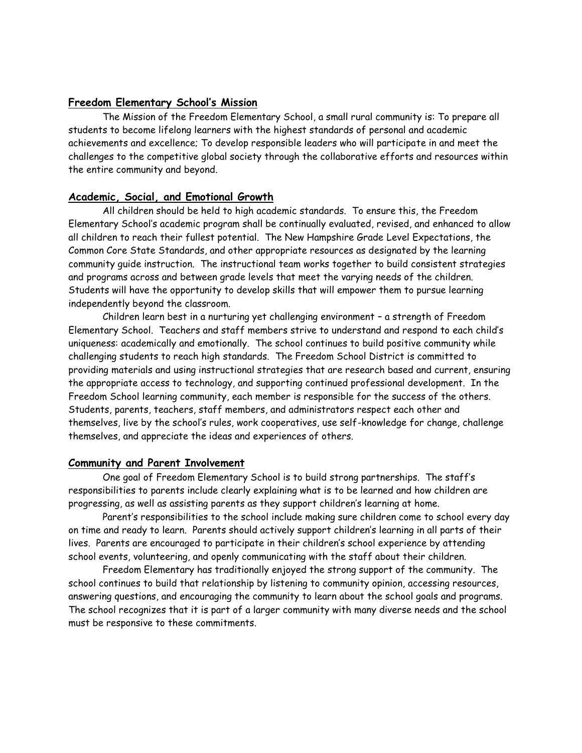## Freedom Elementary School's Mission

The Mission of the Freedom Elementary School, a small rural community is: To prepare all students to become lifelong learners with the highest standards of personal and academic achievements and excellence; To develop responsible leaders who will participate in and meet the challenges to the competitive global society through the collaborative efforts and resources within the entire community and beyond.

## Academic, Social, and Emotional Growth

All children should be held to high academic standards. To ensure this, the Freedom Elementary School's academic program shall be continually evaluated, revised, and enhanced to allow all children to reach their fullest potential. The New Hampshire Grade Level Expectations, the Common Core State Standards, and other appropriate resources as designated by the learning community guide instruction. The instructional team works together to build consistent strategies and programs across and between grade levels that meet the varying needs of the children. Students will have the opportunity to develop skills that will empower them to pursue learning independently beyond the classroom.

Children learn best in a nurturing yet challenging environment – a strength of Freedom Elementary School. Teachers and staff members strive to understand and respond to each child's uniqueness: academically and emotionally. The school continues to build positive community while challenging students to reach high standards. The Freedom School District is committed to providing materials and using instructional strategies that are research based and current, ensuring the appropriate access to technology, and supporting continued professional development. In the Freedom School learning community, each member is responsible for the success of the others. Students, parents, teachers, staff members, and administrators respect each other and themselves, live by the school's rules, work cooperatives, use self-knowledge for change, challenge themselves, and appreciate the ideas and experiences of others.

## Community and Parent Involvement

One goal of Freedom Elementary School is to build strong partnerships. The staff's responsibilities to parents include clearly explaining what is to be learned and how children are progressing, as well as assisting parents as they support children's learning at home.

Parent's responsibilities to the school include making sure children come to school every day on time and ready to learn. Parents should actively support children's learning in all parts of their lives. Parents are encouraged to participate in their children's school experience by attending school events, volunteering, and openly communicating with the staff about their children.

Freedom Elementary has traditionally enjoyed the strong support of the community. The school continues to build that relationship by listening to community opinion, accessing resources, answering questions, and encouraging the community to learn about the school goals and programs. The school recognizes that it is part of a larger community with many diverse needs and the school must be responsive to these commitments.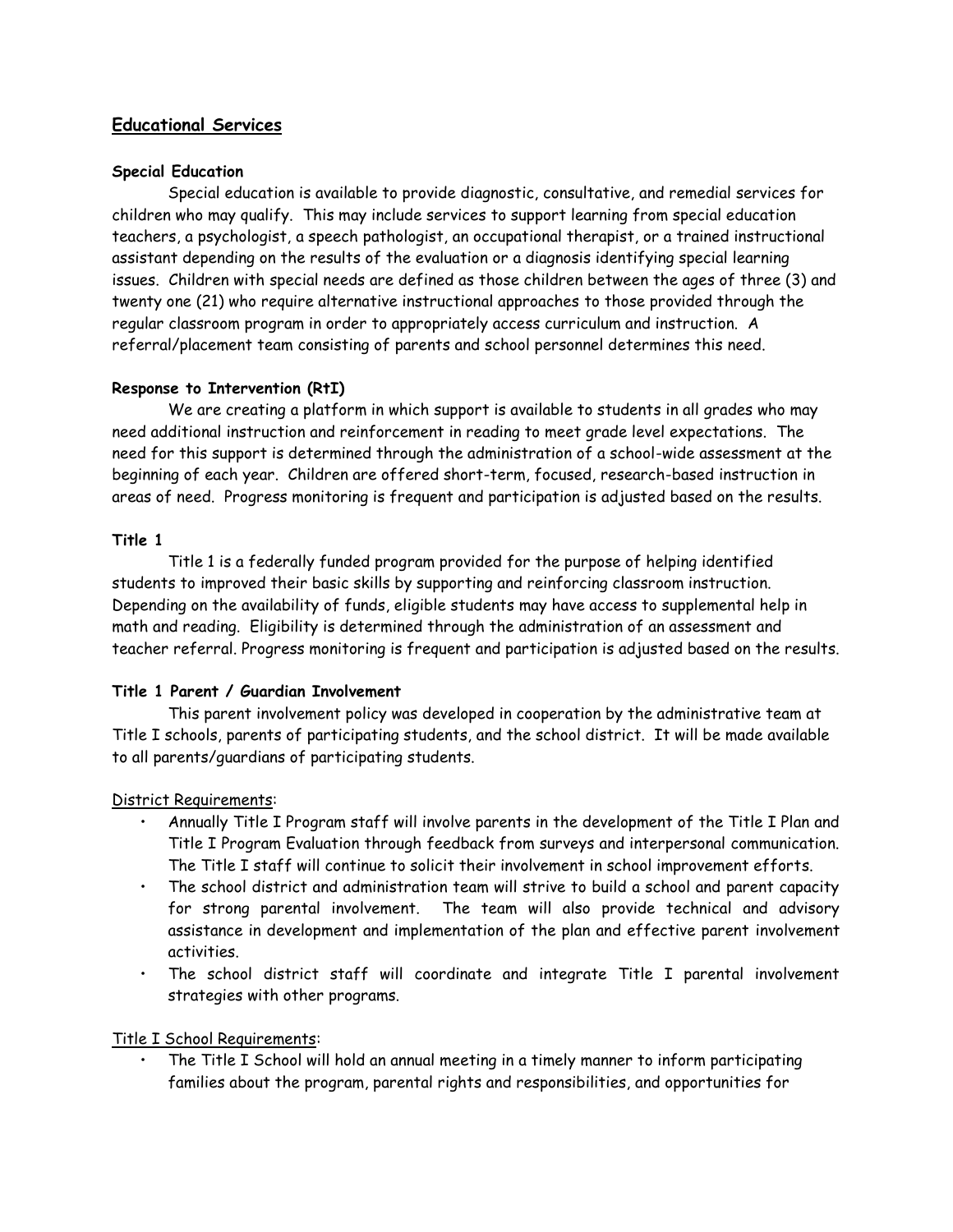## Educational Services

### Special Education

Special education is available to provide diagnostic, consultative, and remedial services for children who may qualify. This may include services to support learning from special education teachers, a psychologist, a speech pathologist, an occupational therapist, or a trained instructional assistant depending on the results of the evaluation or a diagnosis identifying special learning issues. Children with special needs are defined as those children between the ages of three (3) and twenty one (21) who require alternative instructional approaches to those provided through the regular classroom program in order to appropriately access curriculum and instruction. A referral/placement team consisting of parents and school personnel determines this need.

### Response to Intervention (RtI)

We are creating a platform in which support is available to students in all grades who may need additional instruction and reinforcement in reading to meet grade level expectations. The need for this support is determined through the administration of a school-wide assessment at the beginning of each year. Children are offered short-term, focused, research-based instruction in areas of need. Progress monitoring is frequent and participation is adjusted based on the results.

### Title 1

Title 1 is a federally funded program provided for the purpose of helping identified students to improved their basic skills by supporting and reinforcing classroom instruction. Depending on the availability of funds, eligible students may have access to supplemental help in math and reading. Eligibility is determined through the administration of an assessment and teacher referral. Progress monitoring is frequent and participation is adjusted based on the results.

### Title 1 Parent / Guardian Involvement

This parent involvement policy was developed in cooperation by the administrative team at Title I schools, parents of participating students, and the school district. It will be made available to all parents/guardians of participating students.

District Requirements:

- Annually Title I Program staff will involve parents in the development of the Title I Plan and Title I Program Evaluation through feedback from surveys and interpersonal communication. The Title I staff will continue to solicit their involvement in school improvement efforts.
- The school district and administration team will strive to build a school and parent capacity for strong parental involvement. The team will also provide technical and advisory assistance in development and implementation of the plan and effective parent involvement activities.
- The school district staff will coordinate and integrate Title I parental involvement strategies with other programs.

Title I School Requirements:

- The Title I School will hold an annual meeting in a timely manner to inform participating families about the program, parental rights and responsibilities, and opportunities for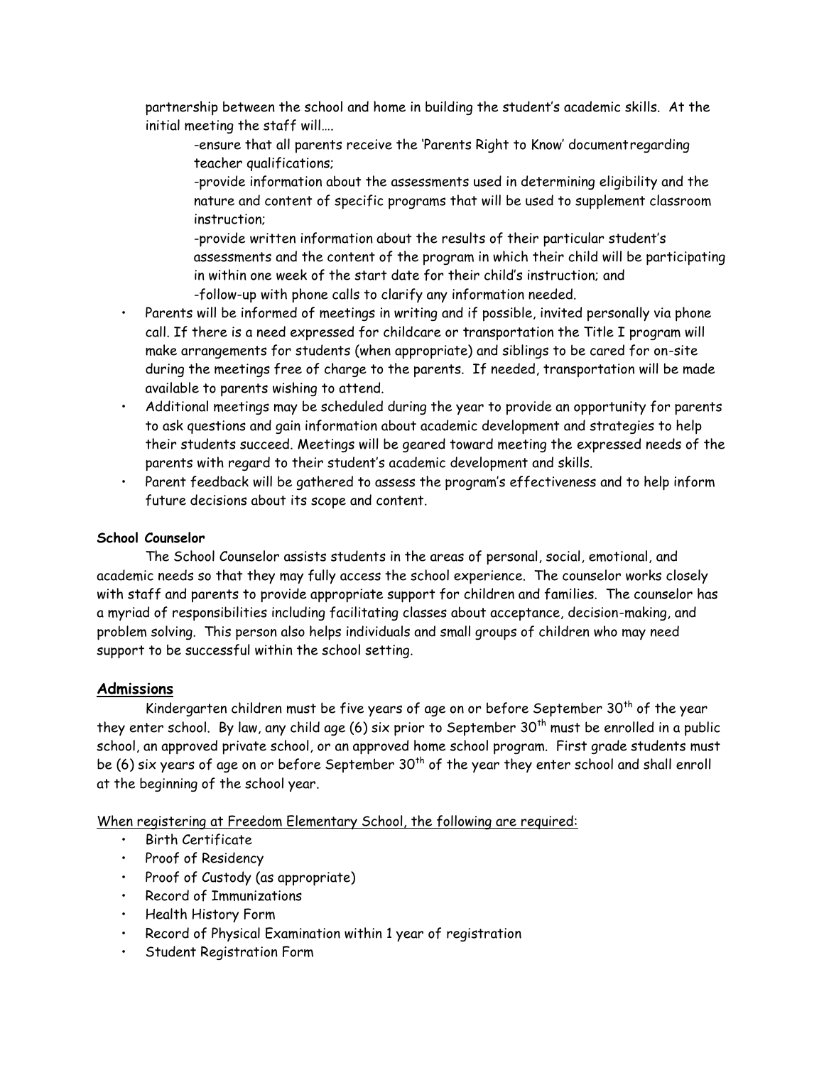partnership between the school and home in building the student's academic skills. At the initial meeting the staff will….

-ensure that all parents receive the 'Parents Right to Know' documentregarding teacher qualifications;

-provide information about the assessments used in determining eligibility and the nature and content of specific programs that will be used to supplement classroom instruction;

-provide written information about the results of their particular student's assessments and the content of the program in which their child will be participating in within one week of the start date for their child's instruction; and

-follow-up with phone calls to clarify any information needed.

- Parents will be informed of meetings in writing and if possible, invited personally via phone call. If there is a need expressed for childcare or transportation the Title I program will make arrangements for students (when appropriate) and siblings to be cared for on-site during the meetings free of charge to the parents. If needed, transportation will be made available to parents wishing to attend.
- Additional meetings may be scheduled during the year to provide an opportunity for parents to ask questions and gain information about academic development and strategies to help their students succeed. Meetings will be geared toward meeting the expressed needs of the parents with regard to their student's academic development and skills.
- Parent feedback will be gathered to assess the program's effectiveness and to help inform future decisions about its scope and content.

**School Counselor**

The School Counselor assists students in the areas of personal, social, emotional, and academic needs so that they may fully access the school experience. The counselor works closely with staff and parents to provide appropriate support for children and families. The counselor has a myriad of responsibilities including facilitating classes about acceptance, decision-making, and problem solving. This person also helps individuals and small groups of children who may need support to be successful within the school setting.

## Admissions

Kindergarten children must be five years of age on or before September 30th of the year they enter school. By law, any child age (6) six prior to September 30th must be enrolled in a public school, an approved private school, or an approved home school program. First grade students must be (6) six years of age on or before September 30th of the year they enter school and shall enroll at the beginning of the school year.

When registering at Freedom Elementary School, the following are required:

- Birth Certificate
- Proof of Residency
- Proof of Custody (as appropriate)
- Record of Immunizations
- Health History Form
- Record of Physical Examination within 1 year of registration
- Student Registration Form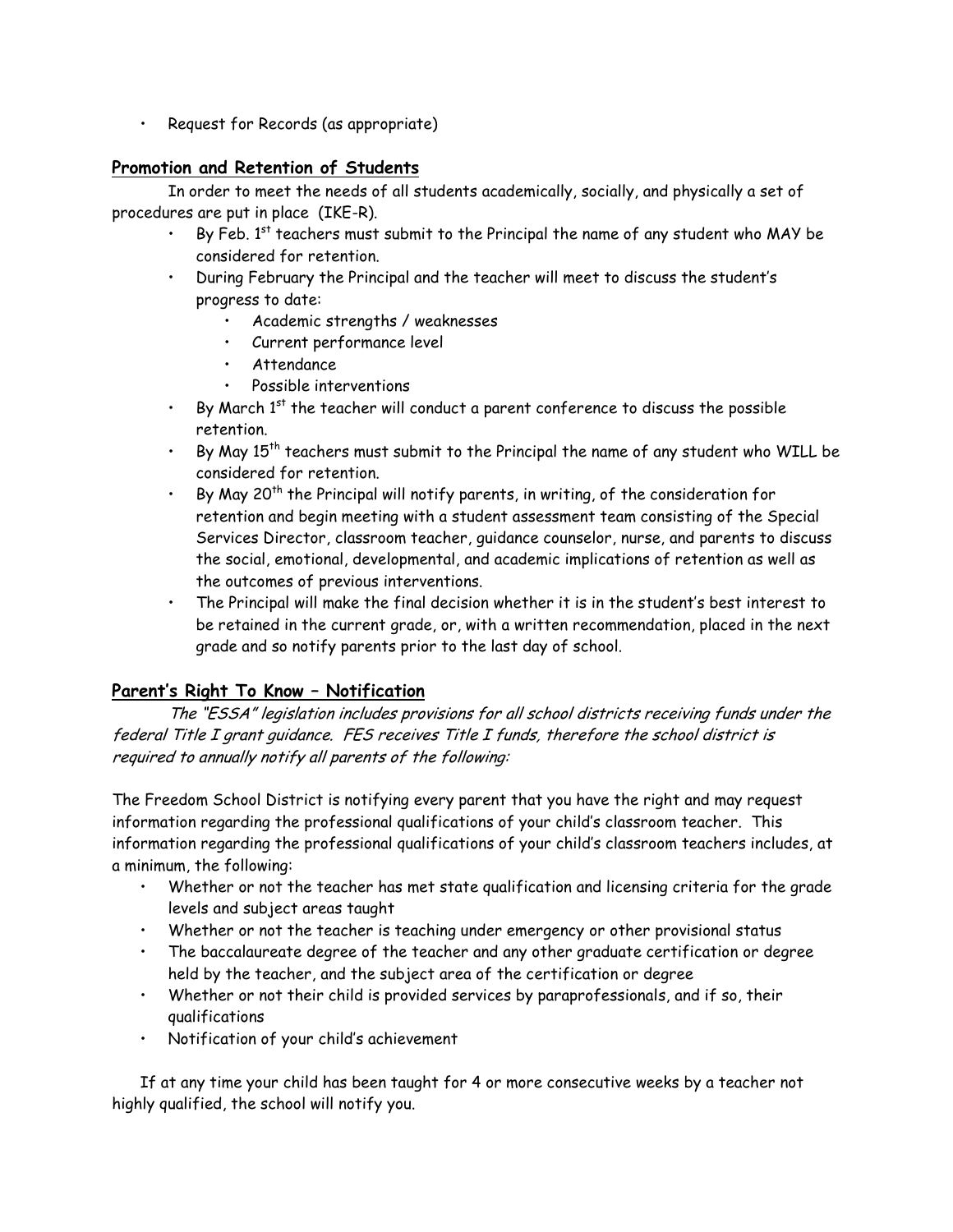- Request for Records (as appropriate)

## Promotion and Retention of Students

In order to meet the needs of all students academically, socially, and physically a set of procedures are put in place (IKE-R).

- By Feb. 1st teachers must submit to the Principal the name of any student who MAY be considered for retention.
- During February the Principal and the teacher will meet to discuss the student's progress to date:
  - Academic strengths / weaknesses
  - Current performance level
  - Attendance
  - Possible interventions
- By March 1st the teacher will conduct a parent conference to discuss the possible retention.
- By May 15th teachers must submit to the Principal the name of any student who WILL be considered for retention.
- By May 20th the Principal will notify parents, in writing, of the consideration for retention and begin meeting with a student assessment team consisting of the Special Services Director, classroom teacher, guidance counselor, nurse, and parents to discuss the social, emotional, developmental, and academic implications of retention as well as the outcomes of previous interventions.
- The Principal will make the final decision whether it is in the student's best interest to be retained in the current grade, or, with a written recommendation, placed in the next grade and so notify parents prior to the last day of school.

## Parent's Right To Know – Notification

*The "ESSA" legislation includes provisions for all school districts receiving funds under the federal Title I grant guidance. FES receives Title I funds, therefore the school district is required to annually notify all parents of the following:*

The Freedom School District is notifying every parent that you have the right and may request information regarding the professional qualifications of your child's classroom teacher. This information regarding the professional qualifications of your child's classroom teachers includes, at a minimum, the following:

- Whether or not the teacher has met state qualification and licensing criteria for the grade levels and subject areas taught
- Whether or not the teacher is teaching under emergency or other provisional status
- The baccalaureate degree of the teacher and any other graduate certification or degree held by the teacher, and the subject area of the certification or degree
- Whether or not their child is provided services by paraprofessionals, and if so, their qualifications
- Notification of your child's achievement

If at any time your child has been taught for 4 or more consecutive weeks by a teacher not highly qualified, the school will notify you.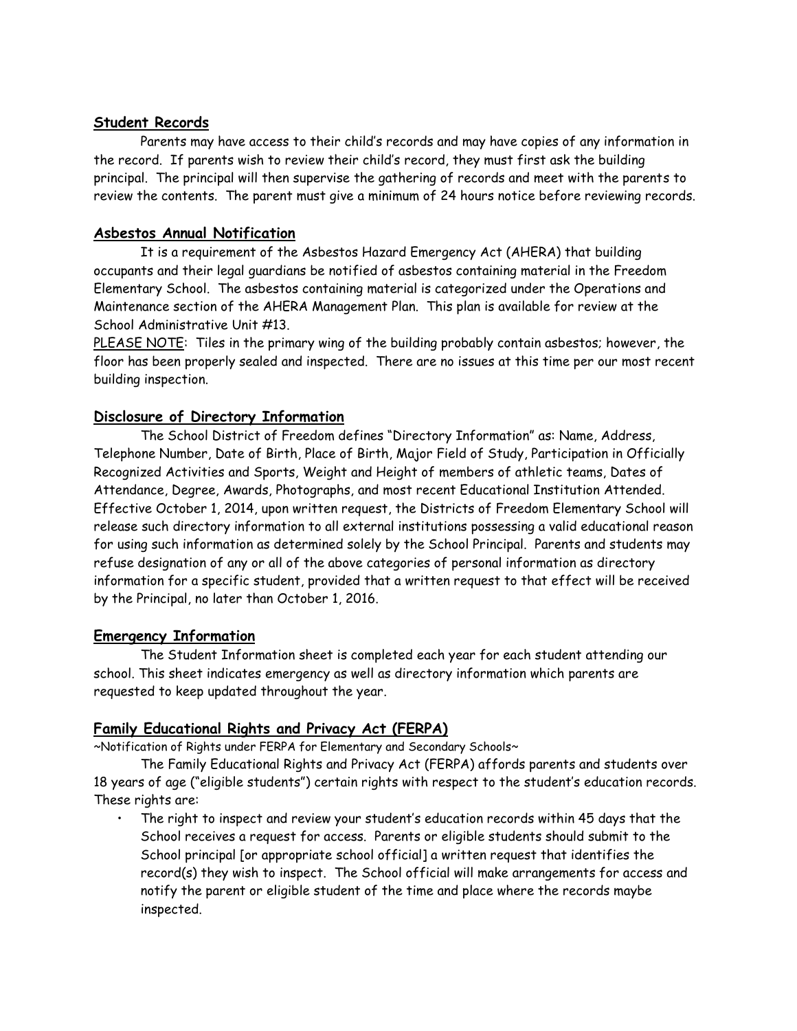## Student Records

Parents may have access to their child's records and may have copies of any information in the record. If parents wish to review their child's record, they must first ask the building principal. The principal will then supervise the gathering of records and meet with the parents to review the contents. The parent must give a minimum of 24 hours notice before reviewing records.

## Asbestos Annual Notification

It is a requirement of the Asbestos Hazard Emergency Act (AHERA) that building occupants and their legal guardians be notified of asbestos containing material in the Freedom Elementary School. The asbestos containing material is categorized under the Operations and Maintenance section of the AHERA Management Plan. This plan is available for review at the School Administrative Unit #13.

PLEASE NOTE: Tiles in the primary wing of the building probably contain asbestos; however, the floor has been properly sealed and inspected. There are no issues at this time per our most recent building inspection.

## Disclosure of Directory Information

The School District of Freedom defines "Directory Information" as: Name, Address, Telephone Number, Date of Birth, Place of Birth, Major Field of Study, Participation in Officially Recognized Activities and Sports, Weight and Height of members of athletic teams, Dates of Attendance, Degree, Awards, Photographs, and most recent Educational Institution Attended. Effective October 1, 2014, upon written request, the Districts of Freedom Elementary School will release such directory information to all external institutions possessing a valid educational reason for using such information as determined solely by the School Principal. Parents and students may refuse designation of any or all of the above categories of personal information as directory information for a specific student, provided that a written request to that effect will be received by the Principal, no later than October 1, 2016.

## Emergency Information

The Student Information sheet is completed each year for each student attending our school. This sheet indicates emergency as well as directory information which parents are requested to keep updated throughout the year.

## Family Educational Rights and Privacy Act (FERPA)

~Notification of Rights under FERPA for Elementary and Secondary Schools~

The Family Educational Rights and Privacy Act (FERPA) affords parents and students over 18 years of age ("eligible students") certain rights with respect to the student's education records. These rights are:

- The right to inspect and review your student's education records within 45 days that the School receives a request for access. Parents or eligible students should submit to the School principal [or appropriate school official] a written request that identifies the record(s) they wish to inspect. The School official will make arrangements for access and notify the parent or eligible student of the time and place where the records maybe inspected.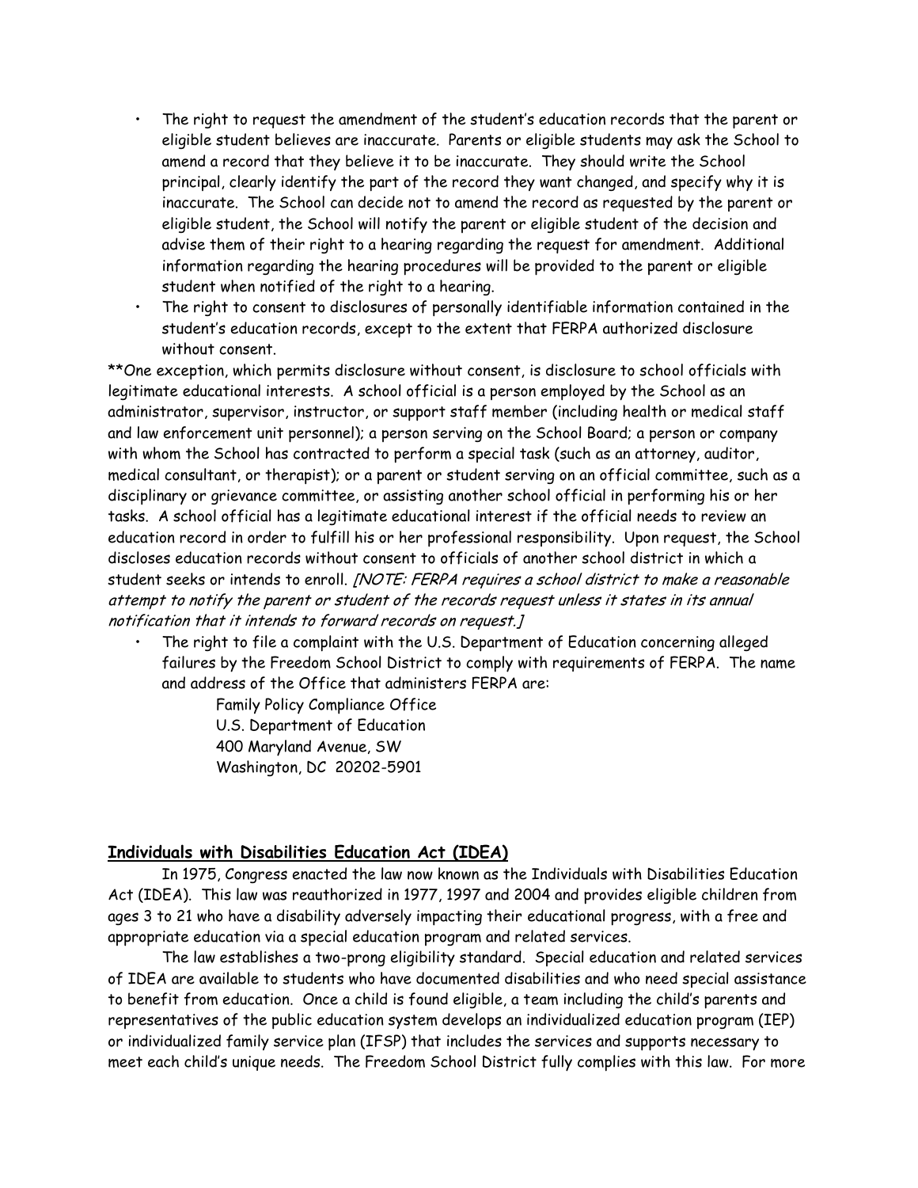- The right to request the amendment of the student's education records that the parent or eligible student believes are inaccurate. Parents or eligible students may ask the School to amend a record that they believe it to be inaccurate. They should write the School principal, clearly identify the part of the record they want changed, and specify why it is inaccurate. The School can decide not to amend the record as requested by the parent or eligible student, the School will notify the parent or eligible student of the decision and advise them of their right to a hearing regarding the request for amendment. Additional information regarding the hearing procedures will be provided to the parent or eligible student when notified of the right to a hearing.
- The right to consent to disclosures of personally identifiable information contained in the student's education records, except to the extent that FERPA authorized disclosure without consent.

**One exception, which permits disclosure without consent, is disclosure to school officials with legitimate educational interests. A school official is a person employed by the School as an administrator, supervisor, instructor, or support staff member (including health or medical staff and law enforcement unit personnel); a person serving on the School Board; a person or company with whom the School has contracted to perform a special task (such as an attorney, auditor, medical consultant, or therapist); or a parent or student serving on an official committee, such as a disciplinary or grievance committee, or assisting another school official in performing his or her tasks. A school official has a legitimate educational interest if the official needs to review an education record in order to fulfill his or her professional responsibility. Upon request, the School discloses education records without consent to officials of another school district in which a student seeks or intends to enroll. *[NOTE: FERPA requires a school district to make a reasonable attempt to notify the parent or student of the records request unless it states in its annual notification that it intends to forward records on request.]*

- The right to file a complaint with the U.S. Department of Education concerning alleged failures by the Freedom School District to comply with requirements of FERPA. The name and address of the Office that administers FERPA are:

  Family Policy Compliance Office
  U.S. Department of Education
  400 Maryland Avenue, SW
  Washington, DC 20202-5901

## Individuals with Disabilities Education Act (IDEA)

In 1975, Congress enacted the law now known as the Individuals with Disabilities Education Act (IDEA). This law was reauthorized in 1977, 1997 and 2004 and provides eligible children from ages 3 to 21 who have a disability adversely impacting their educational progress, with a free and appropriate education via a special education program and related services.

The law establishes a two-prong eligibility standard. Special education and related services of IDEA are available to students who have documented disabilities and who need special assistance to benefit from education. Once a child is found eligible, a team including the child's parents and representatives of the public education system develops an individualized education program (IEP) or individualized family service plan (IFSP) that includes the services and supports necessary to meet each child's unique needs. The Freedom School District fully complies with this law. For more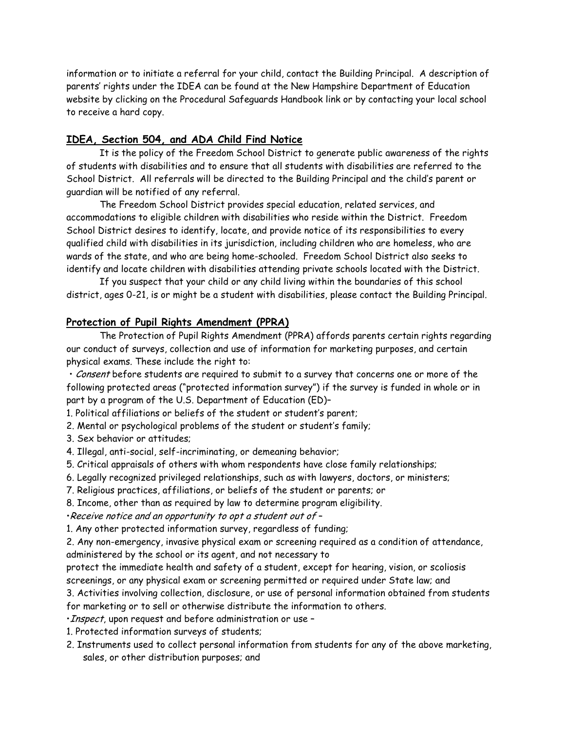information or to initiate a referral for your child, contact the Building Principal. A description of parents' rights under the IDEA can be found at the New Hampshire Department of Education website by clicking on the Procedural Safeguards Handbook link or by contacting your local school to receive a hard copy.

## IDEA, Section 504, and ADA Child Find Notice

It is the policy of the Freedom School District to generate public awareness of the rights of students with disabilities and to ensure that all students with disabilities are referred to the School District. All referrals will be directed to the Building Principal and the child's parent or guardian will be notified of any referral.

The Freedom School District provides special education, related services, and accommodations to eligible children with disabilities who reside within the District. Freedom School District desires to identify, locate, and provide notice of its responsibilities to every qualified child with disabilities in its jurisdiction, including children who are homeless, who are wards of the state, and who are being home-schooled. Freedom School District also seeks to identify and locate children with disabilities attending private schools located with the District.

If you suspect that your child or any child living within the boundaries of this school district, ages 0-21, is or might be a student with disabilities, please contact the Building Principal.

## Protection of Pupil Rights Amendment (PPRA)

The Protection of Pupil Rights Amendment (PPRA) affords parents certain rights regarding our conduct of surveys, collection and use of information for marketing purposes, and certain physical exams. These include the right to:

• *Consent* before students are required to submit to a survey that concerns one or more of the following protected areas ("protected information survey") if the survey is funded in whole or in part by a program of the U.S. Department of Education (ED)–

1. Political affiliations or beliefs of the student or student's parent;
2. Mental or psychological problems of the student or student's family;
3. Sex behavior or attitudes;
4. Illegal, anti-social, self-incriminating, or demeaning behavior;
5. Critical appraisals of others with whom respondents have close family relationships;
6. Legally recognized privileged relationships, such as with lawyers, doctors, or ministers;
7. Religious practices, affiliations, or beliefs of the student or parents; or
8. Income, other than as required by law to determine program eligibility.

•*Receive notice and an opportunity to opt a student out of* –

1. Any other protected information survey, regardless of funding;
2. Any non-emergency, invasive physical exam or screening required as a condition of attendance, administered by the school or its agent, and not necessary to protect the immediate health and safety of a student, except for hearing, vision, or scoliosis screenings, or any physical exam or screening permitted or required under State law; and
3. Activities involving collection, disclosure, or use of personal information obtained from students for marketing or to sell or otherwise distribute the information to others.

•*Inspect*, upon request and before administration or use –

1. Protected information surveys of students;
2. Instruments used to collect personal information from students for any of the above marketing, sales, or other distribution purposes; and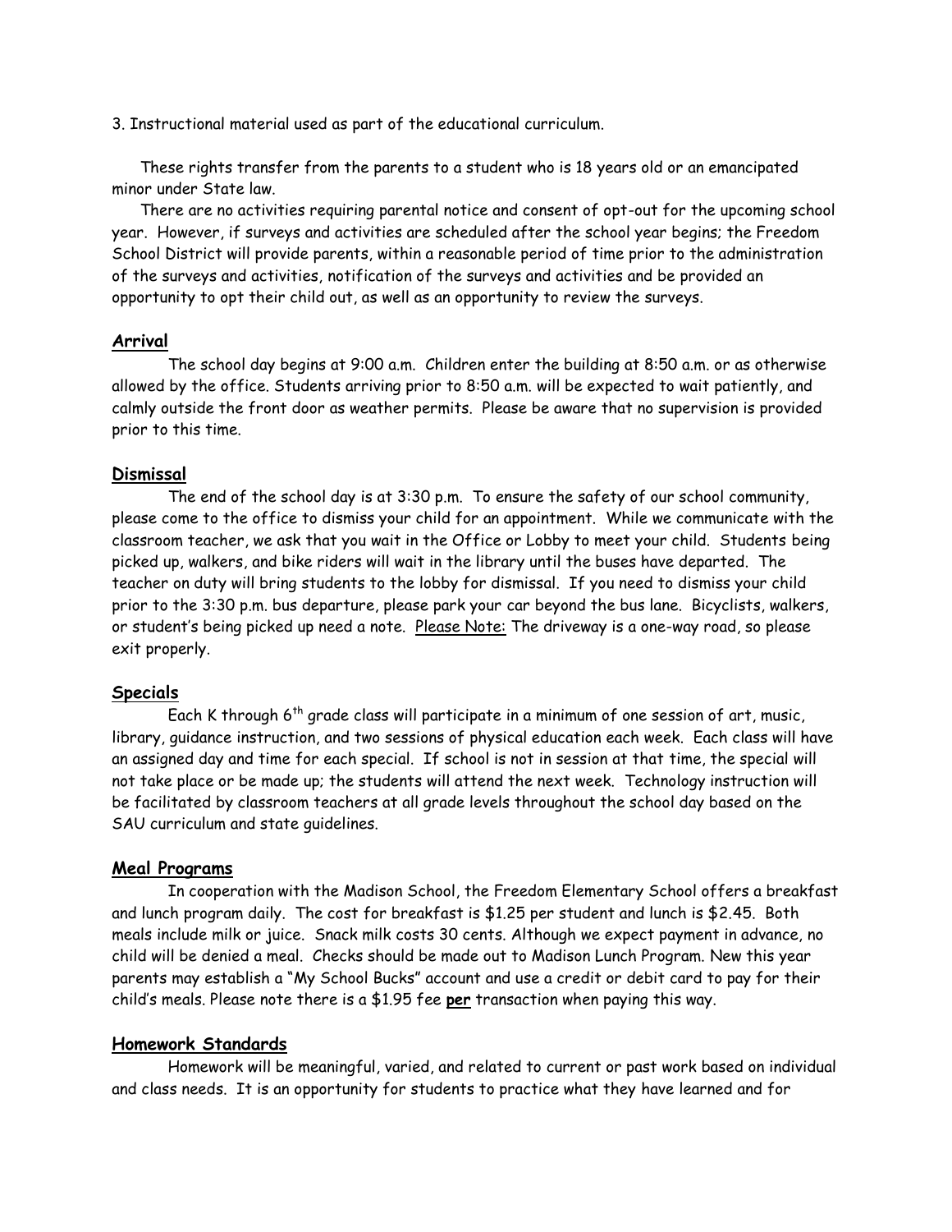3. Instructional material used as part of the educational curriculum.

These rights transfer from the parents to a student who is 18 years old or an emancipated minor under State law.

There are no activities requiring parental notice and consent of opt-out for the upcoming school year. However, if surveys and activities are scheduled after the school year begins; the Freedom School District will provide parents, within a reasonable period of time prior to the administration of the surveys and activities, notification of the surveys and activities and be provided an opportunity to opt their child out, as well as an opportunity to review the surveys.

## Arrival

The school day begins at 9:00 a.m. Children enter the building at 8:50 a.m. or as otherwise allowed by the office. Students arriving prior to 8:50 a.m. will be expected to wait patiently, and calmly outside the front door as weather permits. Please be aware that no supervision is provided prior to this time.

## Dismissal

The end of the school day is at 3:30 p.m. To ensure the safety of our school community, please come to the office to dismiss your child for an appointment. While we communicate with the classroom teacher, we ask that you wait in the Office or Lobby to meet your child. Students being picked up, walkers, and bike riders will wait in the library until the buses have departed. The teacher on duty will bring students to the lobby for dismissal. If you need to dismiss your child prior to the 3:30 p.m. bus departure, please park your car beyond the bus lane. Bicyclists, walkers, or student's being picked up need a note. Please Note: The driveway is a one-way road, so please exit properly.

## Specials

Each K through 6th grade class will participate in a minimum of one session of art, music, library, guidance instruction, and two sessions of physical education each week. Each class will have an assigned day and time for each special. If school is not in session at that time, the special will not take place or be made up; the students will attend the next week. Technology instruction will be facilitated by classroom teachers at all grade levels throughout the school day based on the SAU curriculum and state guidelines.

## Meal Programs

In cooperation with the Madison School, the Freedom Elementary School offers a breakfast and lunch program daily. The cost for breakfast is $1.25 per student and lunch is $2.45. Both meals include milk or juice. Snack milk costs 30 cents. Although we expect payment in advance, no child will be denied a meal. Checks should be made out to Madison Lunch Program. New this year parents may establish a "My School Bucks" account and use a credit or debit card to pay for their child's meals. Please note there is a $1.95 fee **per** transaction when paying this way.

## Homework Standards

Homework will be meaningful, varied, and related to current or past work based on individual and class needs. It is an opportunity for students to practice what they have learned and for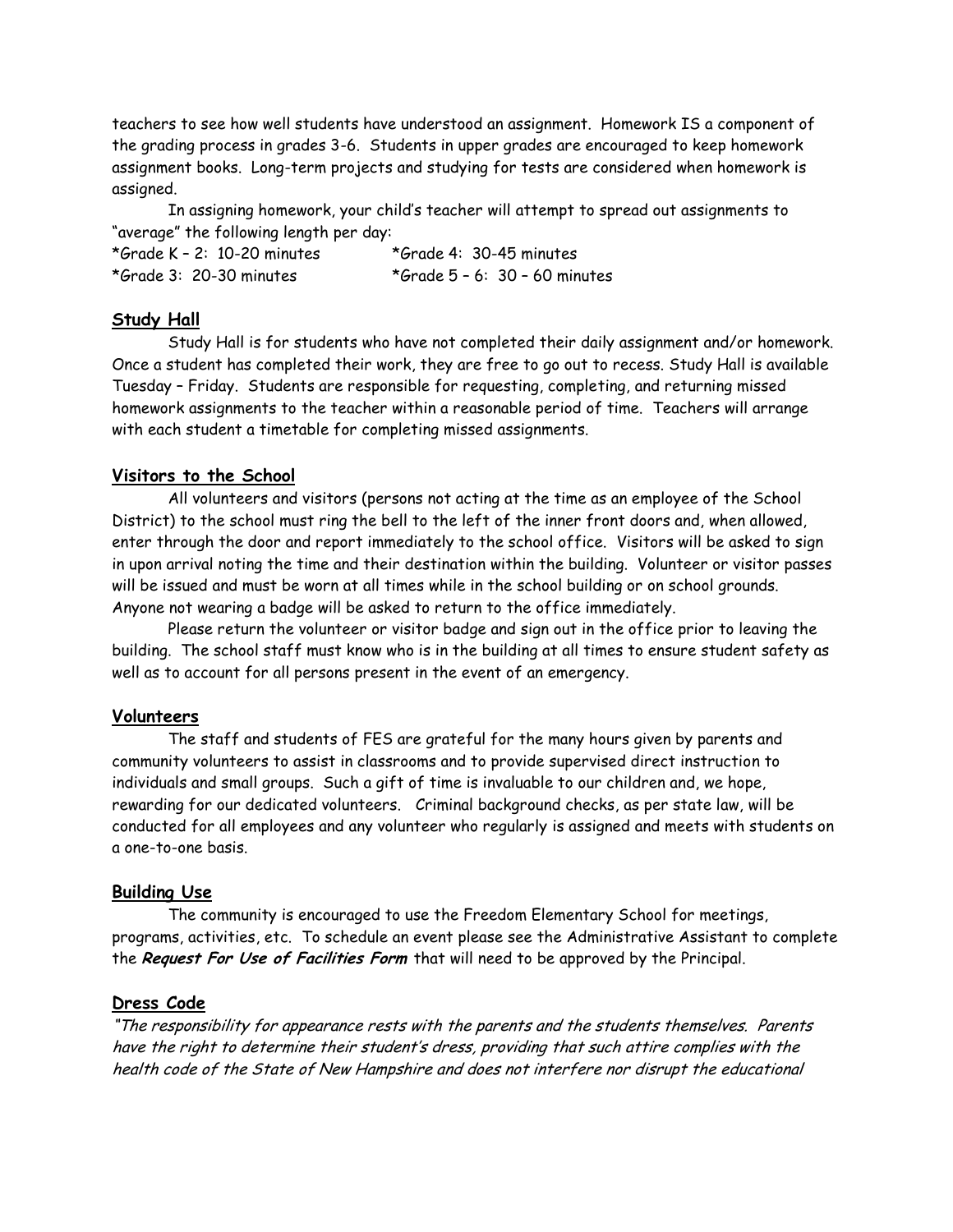teachers to see how well students have understood an assignment. Homework IS a component of the grading process in grades 3-6. Students in upper grades are encouraged to keep homework assignment books. Long-term projects and studying for tests are considered when homework is assigned.

In assigning homework, your child's teacher will attempt to spread out assignments to "average" the following length per day:

*Grade K – 2: 10-20 minutes
*Grade 3: 20-30 minutes
*Grade 4: 30-45 minutes
*Grade 5 – 6: 30 – 60 minutes

## Study Hall

Study Hall is for students who have not completed their daily assignment and/or homework. Once a student has completed their work, they are free to go out to recess. Study Hall is available Tuesday – Friday. Students are responsible for requesting, completing, and returning missed homework assignments to the teacher within a reasonable period of time. Teachers will arrange with each student a timetable for completing missed assignments.

## Visitors to the School

All volunteers and visitors (persons not acting at the time as an employee of the School District) to the school must ring the bell to the left of the inner front doors and, when allowed, enter through the door and report immediately to the school office. Visitors will be asked to sign in upon arrival noting the time and their destination within the building. Volunteer or visitor passes will be issued and must be worn at all times while in the school building or on school grounds. Anyone not wearing a badge will be asked to return to the office immediately.

Please return the volunteer or visitor badge and sign out in the office prior to leaving the building. The school staff must know who is in the building at all times to ensure student safety as well as to account for all persons present in the event of an emergency.

## Volunteers

The staff and students of FES are grateful for the many hours given by parents and community volunteers to assist in classrooms and to provide supervised direct instruction to individuals and small groups. Such a gift of time is invaluable to our children and, we hope, rewarding for our dedicated volunteers. Criminal background checks, as per state law, will be conducted for all employees and any volunteer who regularly is assigned and meets with students on a one-to-one basis.

## Building Use

The community is encouraged to use the Freedom Elementary School for meetings, programs, activities, etc. To schedule an event please see the Administrative Assistant to complete the ***Request For Use of Facilities Form*** that will need to be approved by the Principal.

## Dress Code

*"The responsibility for appearance rests with the parents and the students themselves. Parents have the right to determine their student's dress, providing that such attire complies with the health code of the State of New Hampshire and does not interfere nor disrupt the educational*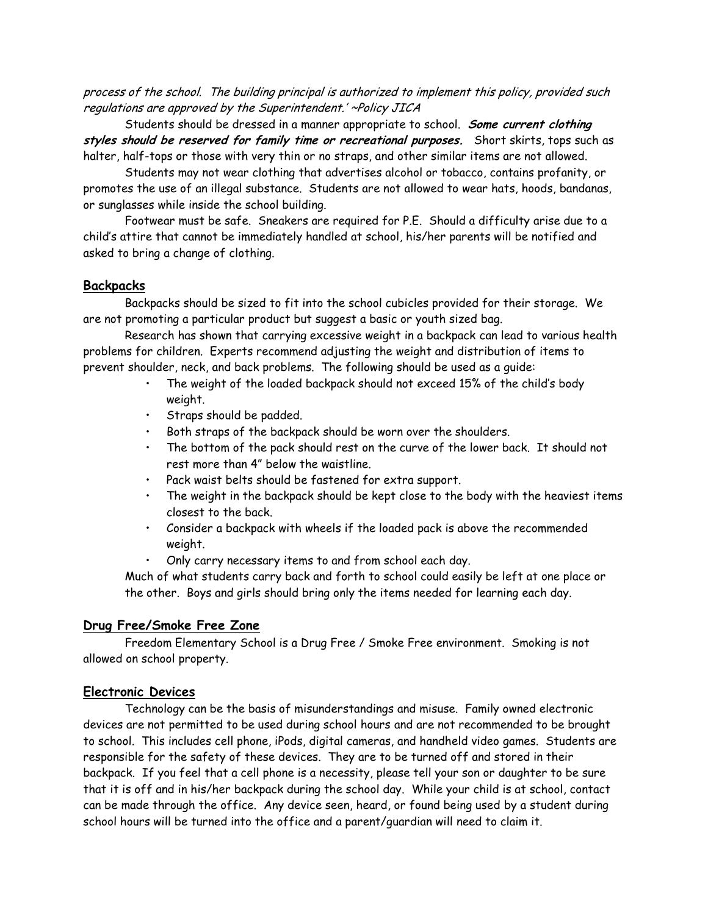*process of the school. The building principal is authorized to implement this policy, provided such regulations are approved by the Superintendent.' ~Policy JICA*

Students should be dressed in a manner appropriate to school. ***Some current clothing styles should be reserved for family time or recreational purposes.*** Short skirts, tops such as halter, half-tops or those with very thin or no straps, and other similar items are not allowed.

Students may not wear clothing that advertises alcohol or tobacco, contains profanity, or promotes the use of an illegal substance. Students are not allowed to wear hats, hoods, bandanas, or sunglasses while inside the school building.

Footwear must be safe. Sneakers are required for P.E. Should a difficulty arise due to a child's attire that cannot be immediately handled at school, his/her parents will be notified and asked to bring a change of clothing.

## Backpacks

Backpacks should be sized to fit into the school cubicles provided for their storage. We are not promoting a particular product but suggest a basic or youth sized bag.

Research has shown that carrying excessive weight in a backpack can lead to various health problems for children. Experts recommend adjusting the weight and distribution of items to prevent shoulder, neck, and back problems. The following should be used as a guide:

- The weight of the loaded backpack should not exceed 15% of the child's body weight.
- Straps should be padded.
- Both straps of the backpack should be worn over the shoulders.
- The bottom of the pack should rest on the curve of the lower back. It should not rest more than 4" below the waistline.
- Pack waist belts should be fastened for extra support.
- The weight in the backpack should be kept close to the body with the heaviest items closest to the back.
- Consider a backpack with wheels if the loaded pack is above the recommended weight.
- Only carry necessary items to and from school each day.

Much of what students carry back and forth to school could easily be left at one place or the other. Boys and girls should bring only the items needed for learning each day.

## Drug Free/Smoke Free Zone

Freedom Elementary School is a Drug Free / Smoke Free environment. Smoking is not allowed on school property.

## Electronic Devices

Technology can be the basis of misunderstandings and misuse. Family owned electronic devices are not permitted to be used during school hours and are not recommended to be brought to school. This includes cell phone, iPods, digital cameras, and handheld video games. Students are responsible for the safety of these devices. They are to be turned off and stored in their backpack. If you feel that a cell phone is a necessity, please tell your son or daughter to be sure that it is off and in his/her backpack during the school day. While your child is at school, contact can be made through the office. Any device seen, heard, or found being used by a student during school hours will be turned into the office and a parent/guardian will need to claim it.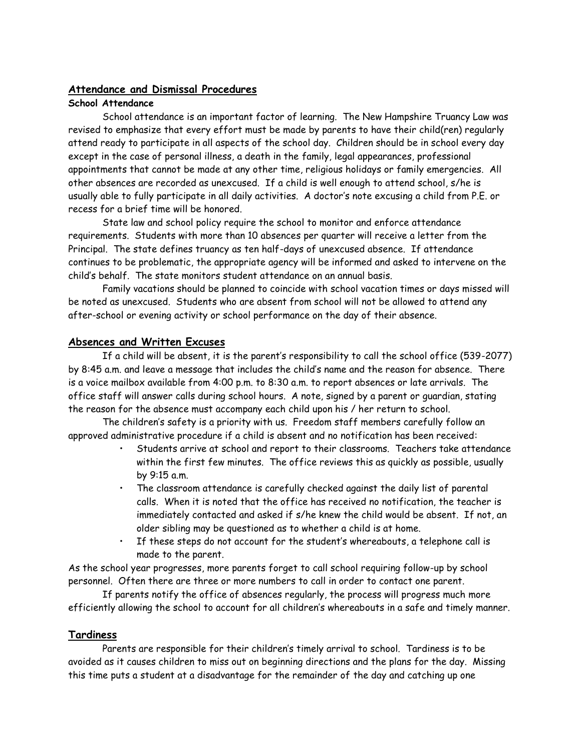## Attendance and Dismissal Procedures

### School Attendance

School attendance is an important factor of learning. The New Hampshire Truancy Law was revised to emphasize that every effort must be made by parents to have their child(ren) regularly attend ready to participate in all aspects of the school day. Children should be in school every day except in the case of personal illness, a death in the family, legal appearances, professional appointments that cannot be made at any other time, religious holidays or family emergencies. All other absences are recorded as unexcused. If a child is well enough to attend school, s/he is usually able to fully participate in all daily activities. A doctor's note excusing a child from P.E. or recess for a brief time will be honored.

State law and school policy require the school to monitor and enforce attendance requirements. Students with more than 10 absences per quarter will receive a letter from the Principal. The state defines truancy as ten half-days of unexcused absence. If attendance continues to be problematic, the appropriate agency will be informed and asked to intervene on the child's behalf. The state monitors student attendance on an annual basis.

Family vacations should be planned to coincide with school vacation times or days missed will be noted as unexcused. Students who are absent from school will not be allowed to attend any after-school or evening activity or school performance on the day of their absence.

## Absences and Written Excuses

If a child will be absent, it is the parent's responsibility to call the school office (539-2077) by 8:45 a.m. and leave a message that includes the child's name and the reason for absence. There is a voice mailbox available from 4:00 p.m. to 8:30 a.m. to report absences or late arrivals. The office staff will answer calls during school hours. A note, signed by a parent or guardian, stating the reason for the absence must accompany each child upon his / her return to school.

The children's safety is a priority with us. Freedom staff members carefully follow an approved administrative procedure if a child is absent and no notification has been received:

- Students arrive at school and report to their classrooms. Teachers take attendance within the first few minutes. The office reviews this as quickly as possible, usually by 9:15 a.m.
- The classroom attendance is carefully checked against the daily list of parental calls. When it is noted that the office has received no notification, the teacher is immediately contacted and asked if s/he knew the child would be absent. If not, an older sibling may be questioned as to whether a child is at home.
- If these steps do not account for the student's whereabouts, a telephone call is made to the parent.

As the school year progresses, more parents forget to call school requiring follow-up by school personnel. Often there are three or more numbers to call in order to contact one parent.

If parents notify the office of absences regularly, the process will progress much more efficiently allowing the school to account for all children's whereabouts in a safe and timely manner.

## Tardiness

Parents are responsible for their children's timely arrival to school. Tardiness is to be avoided as it causes children to miss out on beginning directions and the plans for the day. Missing this time puts a student at a disadvantage for the remainder of the day and catching up one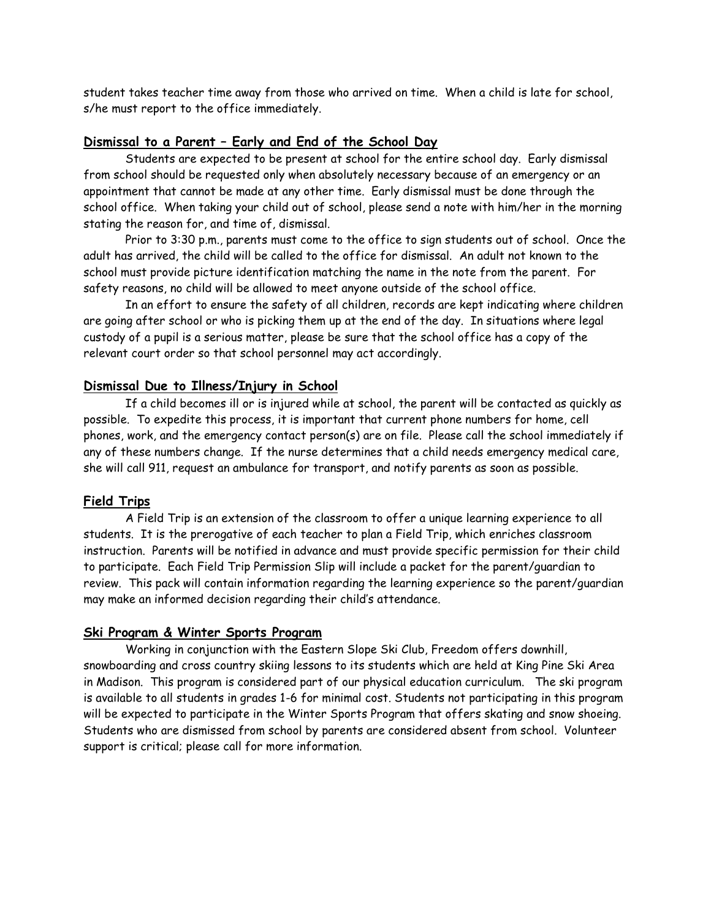student takes teacher time away from those who arrived on time. When a child is late for school, s/he must report to the office immediately.

## Dismissal to a Parent – Early and End of the School Day

Students are expected to be present at school for the entire school day. Early dismissal from school should be requested only when absolutely necessary because of an emergency or an appointment that cannot be made at any other time. Early dismissal must be done through the school office. When taking your child out of school, please send a note with him/her in the morning stating the reason for, and time of, dismissal.

Prior to 3:30 p.m., parents must come to the office to sign students out of school. Once the adult has arrived, the child will be called to the office for dismissal. An adult not known to the school must provide picture identification matching the name in the note from the parent. For safety reasons, no child will be allowed to meet anyone outside of the school office.

In an effort to ensure the safety of all children, records are kept indicating where children are going after school or who is picking them up at the end of the day. In situations where legal custody of a pupil is a serious matter, please be sure that the school office has a copy of the relevant court order so that school personnel may act accordingly.

## Dismissal Due to Illness/Injury in School

If a child becomes ill or is injured while at school, the parent will be contacted as quickly as possible. To expedite this process, it is important that current phone numbers for home, cell phones, work, and the emergency contact person(s) are on file. Please call the school immediately if any of these numbers change. If the nurse determines that a child needs emergency medical care, she will call 911, request an ambulance for transport, and notify parents as soon as possible.

## Field Trips

A Field Trip is an extension of the classroom to offer a unique learning experience to all students. It is the prerogative of each teacher to plan a Field Trip, which enriches classroom instruction. Parents will be notified in advance and must provide specific permission for their child to participate. Each Field Trip Permission Slip will include a packet for the parent/guardian to review. This pack will contain information regarding the learning experience so the parent/guardian may make an informed decision regarding their child's attendance.

## Ski Program & Winter Sports Program

Working in conjunction with the Eastern Slope Ski Club, Freedom offers downhill, snowboarding and cross country skiing lessons to its students which are held at King Pine Ski Area in Madison. This program is considered part of our physical education curriculum. The ski program is available to all students in grades 1-6 for minimal cost. Students not participating in this program will be expected to participate in the Winter Sports Program that offers skating and snow shoeing. Students who are dismissed from school by parents are considered absent from school. Volunteer support is critical; please call for more information.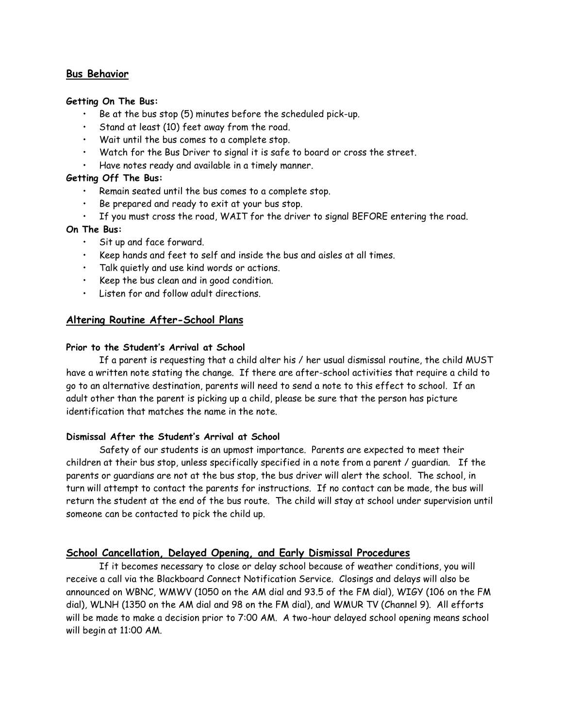## Bus Behavior

**Getting On The Bus:**

- Be at the bus stop (5) minutes before the scheduled pick-up.
- Stand at least (10) feet away from the road.
- Wait until the bus comes to a complete stop.
- Watch for the Bus Driver to signal it is safe to board or cross the street.
- Have notes ready and available in a timely manner.

**Getting Off The Bus:**

- Remain seated until the bus comes to a complete stop.
- Be prepared and ready to exit at your bus stop.
- If you must cross the road, WAIT for the driver to signal BEFORE entering the road.

**On The Bus:**

- Sit up and face forward.
- Keep hands and feet to self and inside the bus and aisles at all times.
- Talk quietly and use kind words or actions.
- Keep the bus clean and in good condition.
- Listen for and follow adult directions.

## Altering Routine After-School Plans

**Prior to the Student's Arrival at School**

If a parent is requesting that a child alter his / her usual dismissal routine, the child MUST have a written note stating the change. If there are after-school activities that require a child to go to an alternative destination, parents will need to send a note to this effect to school. If an adult other than the parent is picking up a child, please be sure that the person has picture identification that matches the name in the note.

**Dismissal After the Student's Arrival at School**

Safety of our students is an upmost importance. Parents are expected to meet their children at their bus stop, unless specifically specified in a note from a parent / guardian. If the parents or guardians are not at the bus stop, the bus driver will alert the school. The school, in turn will attempt to contact the parents for instructions. If no contact can be made, the bus will return the student at the end of the bus route. The child will stay at school under supervision until someone can be contacted to pick the child up.

## School Cancellation, Delayed Opening, and Early Dismissal Procedures

If it becomes necessary to close or delay school because of weather conditions, you will receive a call via the Blackboard Connect Notification Service. Closings and delays will also be announced on WBNC, WMWV (1050 on the AM dial and 93.5 of the FM dial), WIGY (106 on the FM dial), WLNH (1350 on the AM dial and 98 on the FM dial), and WMUR TV (Channel 9). All efforts will be made to make a decision prior to 7:00 AM. A two-hour delayed school opening means school will begin at 11:00 AM.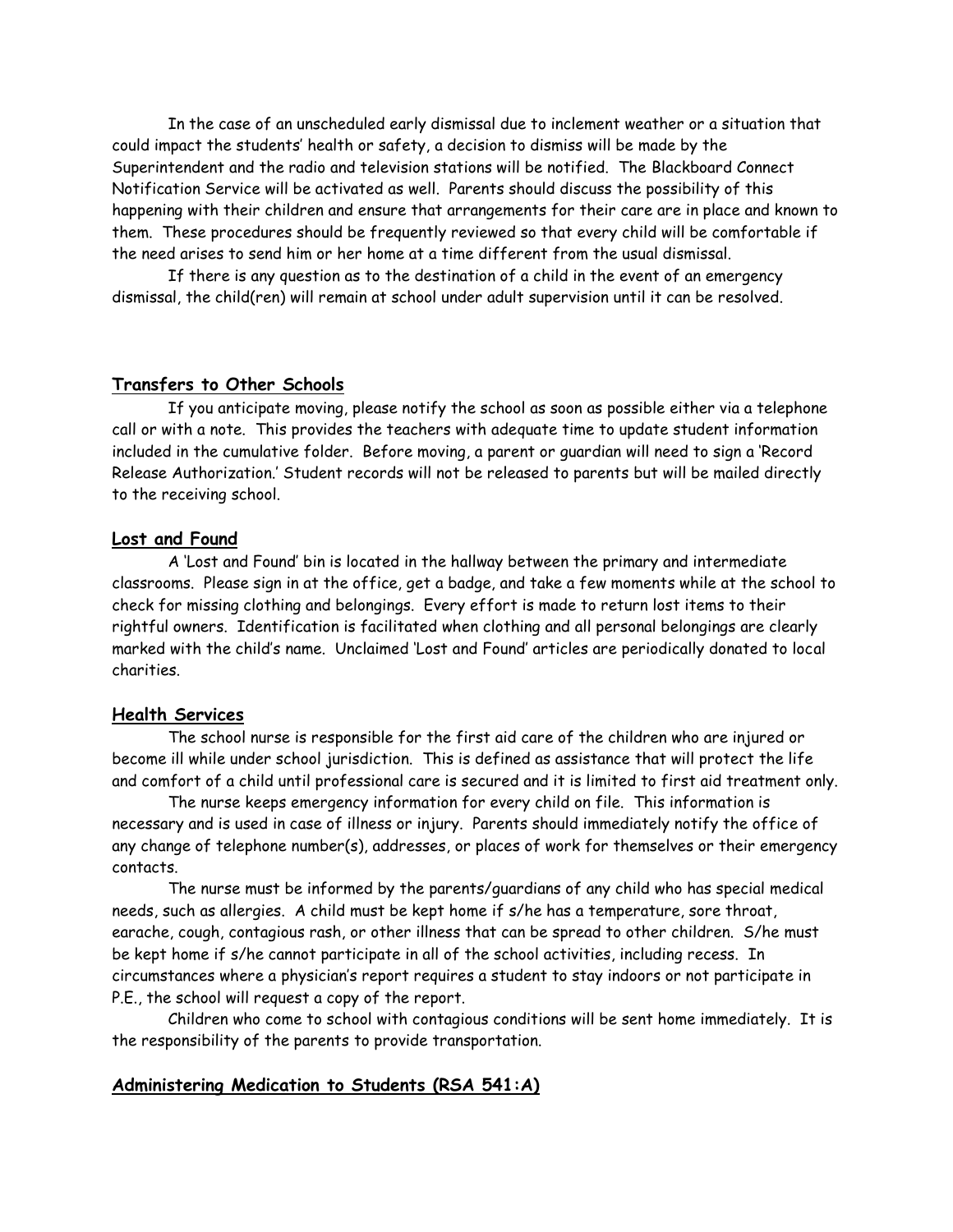In the case of an unscheduled early dismissal due to inclement weather or a situation that could impact the students' health or safety, a decision to dismiss will be made by the Superintendent and the radio and television stations will be notified. The Blackboard Connect Notification Service will be activated as well. Parents should discuss the possibility of this happening with their children and ensure that arrangements for their care are in place and known to them. These procedures should be frequently reviewed so that every child will be comfortable if the need arises to send him or her home at a time different from the usual dismissal.

If there is any question as to the destination of a child in the event of an emergency dismissal, the child(ren) will remain at school under adult supervision until it can be resolved.

## Transfers to Other Schools

If you anticipate moving, please notify the school as soon as possible either via a telephone call or with a note. This provides the teachers with adequate time to update student information included in the cumulative folder. Before moving, a parent or guardian will need to sign a 'Record Release Authorization.' Student records will not be released to parents but will be mailed directly to the receiving school.

## Lost and Found

A 'Lost and Found' bin is located in the hallway between the primary and intermediate classrooms. Please sign in at the office, get a badge, and take a few moments while at the school to check for missing clothing and belongings. Every effort is made to return lost items to their rightful owners. Identification is facilitated when clothing and all personal belongings are clearly marked with the child's name. Unclaimed 'Lost and Found' articles are periodically donated to local charities.

## Health Services

The school nurse is responsible for the first aid care of the children who are injured or become ill while under school jurisdiction. This is defined as assistance that will protect the life and comfort of a child until professional care is secured and it is limited to first aid treatment only.

The nurse keeps emergency information for every child on file. This information is necessary and is used in case of illness or injury. Parents should immediately notify the office of any change of telephone number(s), addresses, or places of work for themselves or their emergency contacts.

The nurse must be informed by the parents/guardians of any child who has special medical needs, such as allergies. A child must be kept home if s/he has a temperature, sore throat, earache, cough, contagious rash, or other illness that can be spread to other children. S/he must be kept home if s/he cannot participate in all of the school activities, including recess. In circumstances where a physician's report requires a student to stay indoors or not participate in P.E., the school will request a copy of the report.

Children who come to school with contagious conditions will be sent home immediately. It is the responsibility of the parents to provide transportation.

## Administering Medication to Students (RSA 541:A)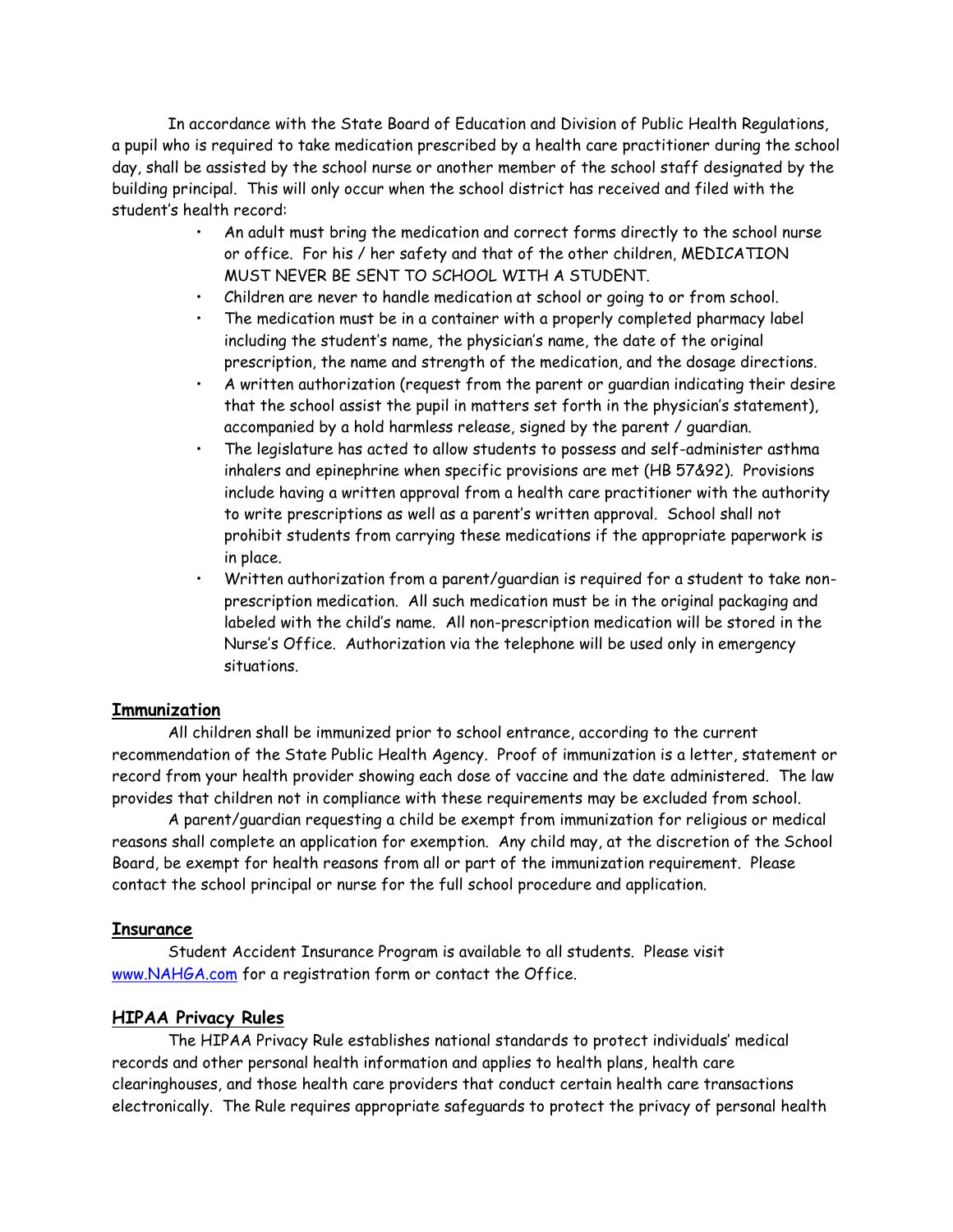In accordance with the State Board of Education and Division of Public Health Regulations, a pupil who is required to take medication prescribed by a health care practitioner during the school day, shall be assisted by the school nurse or another member of the school staff designated by the building principal. This will only occur when the school district has received and filed with the student's health record:

- An adult must bring the medication and correct forms directly to the school nurse or office. For his / her safety and that of the other children, MEDICATION MUST NEVER BE SENT TO SCHOOL WITH A STUDENT.
- Children are never to handle medication at school or going to or from school.
- The medication must be in a container with a properly completed pharmacy label including the student's name, the physician's name, the date of the original prescription, the name and strength of the medication, and the dosage directions.
- A written authorization (request from the parent or guardian indicating their desire that the school assist the pupil in matters set forth in the physician's statement), accompanied by a hold harmless release, signed by the parent / guardian.
- The legislature has acted to allow students to possess and self-administer asthma inhalers and epinephrine when specific provisions are met (HB 57&92). Provisions include having a written approval from a health care practitioner with the authority to write prescriptions as well as a parent's written approval. School shall not prohibit students from carrying these medications if the appropriate paperwork is in place.
- Written authorization from a parent/guardian is required for a student to take non-prescription medication. All such medication must be in the original packaging and labeled with the child's name. All non-prescription medication will be stored in the Nurse's Office. Authorization via the telephone will be used only in emergency situations.

## Immunization

All children shall be immunized prior to school entrance, according to the current recommendation of the State Public Health Agency. Proof of immunization is a letter, statement or record from your health provider showing each dose of vaccine and the date administered. The law provides that children not in compliance with these requirements may be excluded from school.

A parent/guardian requesting a child be exempt from immunization for religious or medical reasons shall complete an application for exemption. Any child may, at the discretion of the School Board, be exempt for health reasons from all or part of the immunization requirement. Please contact the school principal or nurse for the full school procedure and application.

## Insurance

Student Accident Insurance Program is available to all students. Please visit www.NAHGA.com for a registration form or contact the Office.

## HIPAA Privacy Rules

The HIPAA Privacy Rule establishes national standards to protect individuals' medical records and other personal health information and applies to health plans, health care clearinghouses, and those health care providers that conduct certain health care transactions electronically. The Rule requires appropriate safeguards to protect the privacy of personal health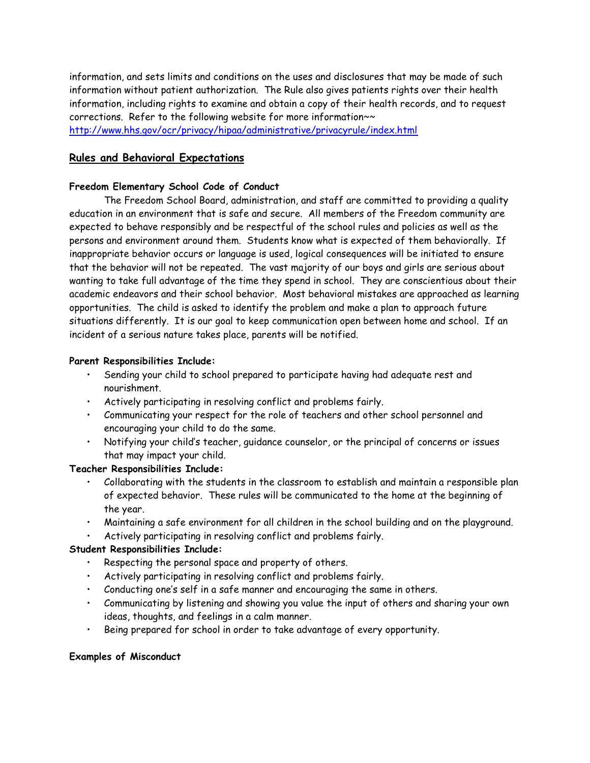information, and sets limits and conditions on the uses and disclosures that may be made of such information without patient authorization. The Rule also gives patients rights over their health information, including rights to examine and obtain a copy of their health records, and to request corrections. Refer to the following website for more information~~ http://www.hhs.gov/ocr/privacy/hipaa/administrative/privacyrule/index.html

## Rules and Behavioral Expectations

**Freedom Elementary School Code of Conduct**

The Freedom School Board, administration, and staff are committed to providing a quality education in an environment that is safe and secure. All members of the Freedom community are expected to behave responsibly and be respectful of the school rules and policies as well as the persons and environment around them. Students know what is expected of them behaviorally. If inappropriate behavior occurs or language is used, logical consequences will be initiated to ensure that the behavior will not be repeated. The vast majority of our boys and girls are serious about wanting to take full advantage of the time they spend in school. They are conscientious about their academic endeavors and their school behavior. Most behavioral mistakes are approached as learning opportunities. The child is asked to identify the problem and make a plan to approach future situations differently. It is our goal to keep communication open between home and school. If an incident of a serious nature takes place, parents will be notified.

**Parent Responsibilities Include:**

- Sending your child to school prepared to participate having had adequate rest and nourishment.
- Actively participating in resolving conflict and problems fairly.
- Communicating your respect for the role of teachers and other school personnel and encouraging your child to do the same.
- Notifying your child's teacher, guidance counselor, or the principal of concerns or issues that may impact your child.

**Teacher Responsibilities Include:**

- Collaborating with the students in the classroom to establish and maintain a responsible plan of expected behavior. These rules will be communicated to the home at the beginning of the year.
- Maintaining a safe environment for all children in the school building and on the playground.
- Actively participating in resolving conflict and problems fairly.

**Student Responsibilities Include:**

- Respecting the personal space and property of others.
- Actively participating in resolving conflict and problems fairly.
- Conducting one's self in a safe manner and encouraging the same in others.
- Communicating by listening and showing you value the input of others and sharing your own ideas, thoughts, and feelings in a calm manner.
- Being prepared for school in order to take advantage of every opportunity.

**Examples of Misconduct**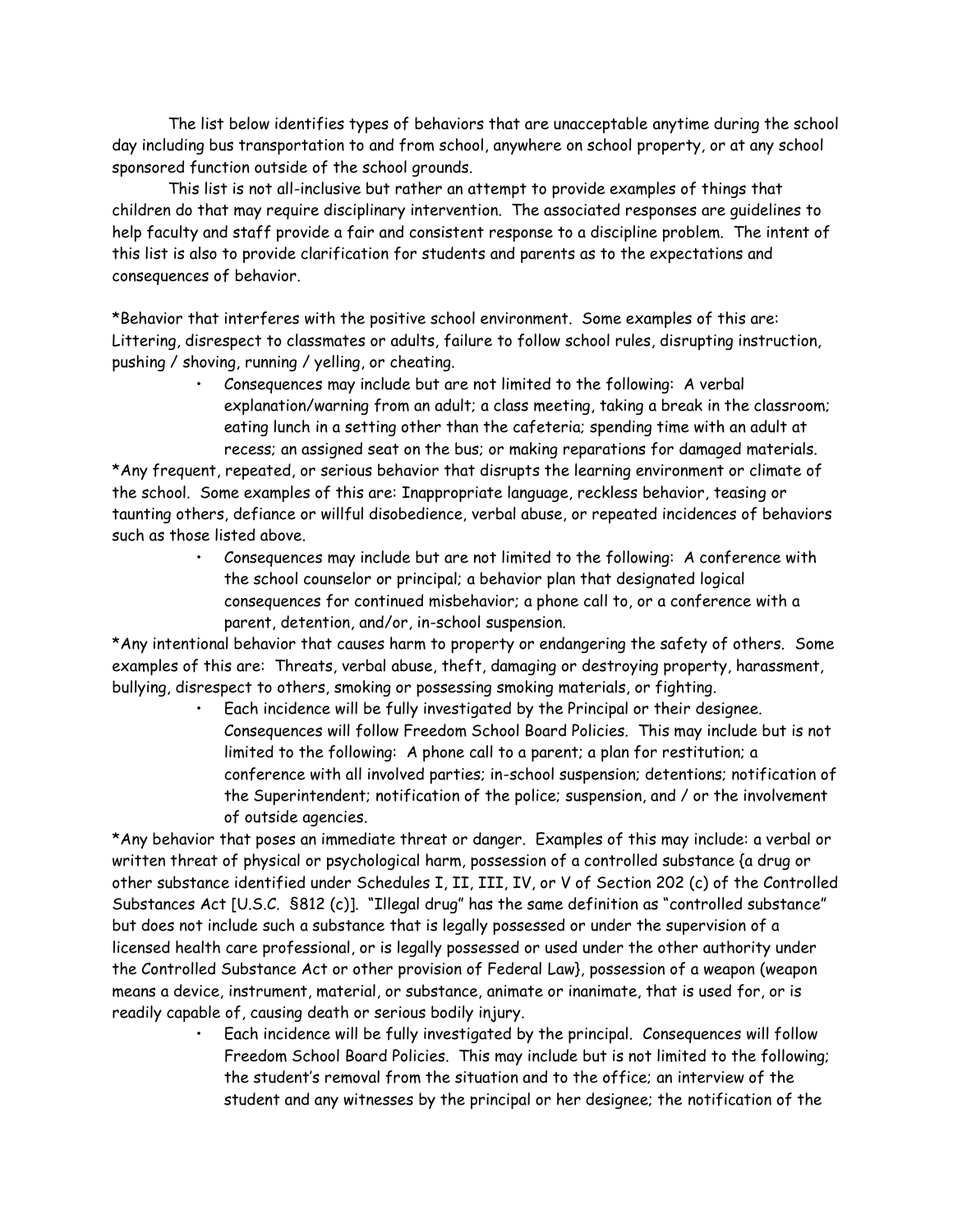The list below identifies types of behaviors that are unacceptable anytime during the school day including bus transportation to and from school, anywhere on school property, or at any school sponsored function outside of the school grounds.

This list is not all-inclusive but rather an attempt to provide examples of things that children do that may require disciplinary intervention. The associated responses are guidelines to help faculty and staff provide a fair and consistent response to a discipline problem. The intent of this list is also to provide clarification for students and parents as to the expectations and consequences of behavior.

*Behavior that interferes with the positive school environment. Some examples of this are: Littering, disrespect to classmates or adults, failure to follow school rules, disrupting instruction, pushing / shoving, running / yelling, or cheating.

- Consequences may include but are not limited to the following: A verbal explanation/warning from an adult; a class meeting, taking a break in the classroom; eating lunch in a setting other than the cafeteria; spending time with an adult at recess; an assigned seat on the bus; or making reparations for damaged materials.

*Any frequent, repeated, or serious behavior that disrupts the learning environment or climate of the school. Some examples of this are: Inappropriate language, reckless behavior, teasing or taunting others, defiance or willful disobedience, verbal abuse, or repeated incidences of behaviors such as those listed above.

- Consequences may include but are not limited to the following: A conference with the school counselor or principal; a behavior plan that designated logical consequences for continued misbehavior; a phone call to, or a conference with a parent, detention, and/or, in-school suspension.

*Any intentional behavior that causes harm to property or endangering the safety of others. Some examples of this are: Threats, verbal abuse, theft, damaging or destroying property, harassment, bullying, disrespect to others, smoking or possessing smoking materials, or fighting.

- Each incidence will be fully investigated by the Principal or their designee. Consequences will follow Freedom School Board Policies. This may include but is not limited to the following: A phone call to a parent; a plan for restitution; a conference with all involved parties; in-school suspension; detentions; notification of the Superintendent; notification of the police; suspension, and / or the involvement of outside agencies.

*Any behavior that poses an immediate threat or danger. Examples of this may include: a verbal or written threat of physical or psychological harm, possession of a controlled substance {a drug or other substance identified under Schedules I, II, III, IV, or V of Section 202 (c) of the Controlled Substances Act [U.S.C. §812 (c)]. "Illegal drug" has the same definition as "controlled substance" but does not include such a substance that is legally possessed or under the supervision of a licensed health care professional, or is legally possessed or used under the other authority under the Controlled Substance Act or other provision of Federal Law}, possession of a weapon (weapon means a device, instrument, material, or substance, animate or inanimate, that is used for, or is readily capable of, causing death or serious bodily injury.

- Each incidence will be fully investigated by the principal. Consequences will follow Freedom School Board Policies. This may include but is not limited to the following; the student's removal from the situation and to the office; an interview of the student and any witnesses by the principal or her designee; the notification of the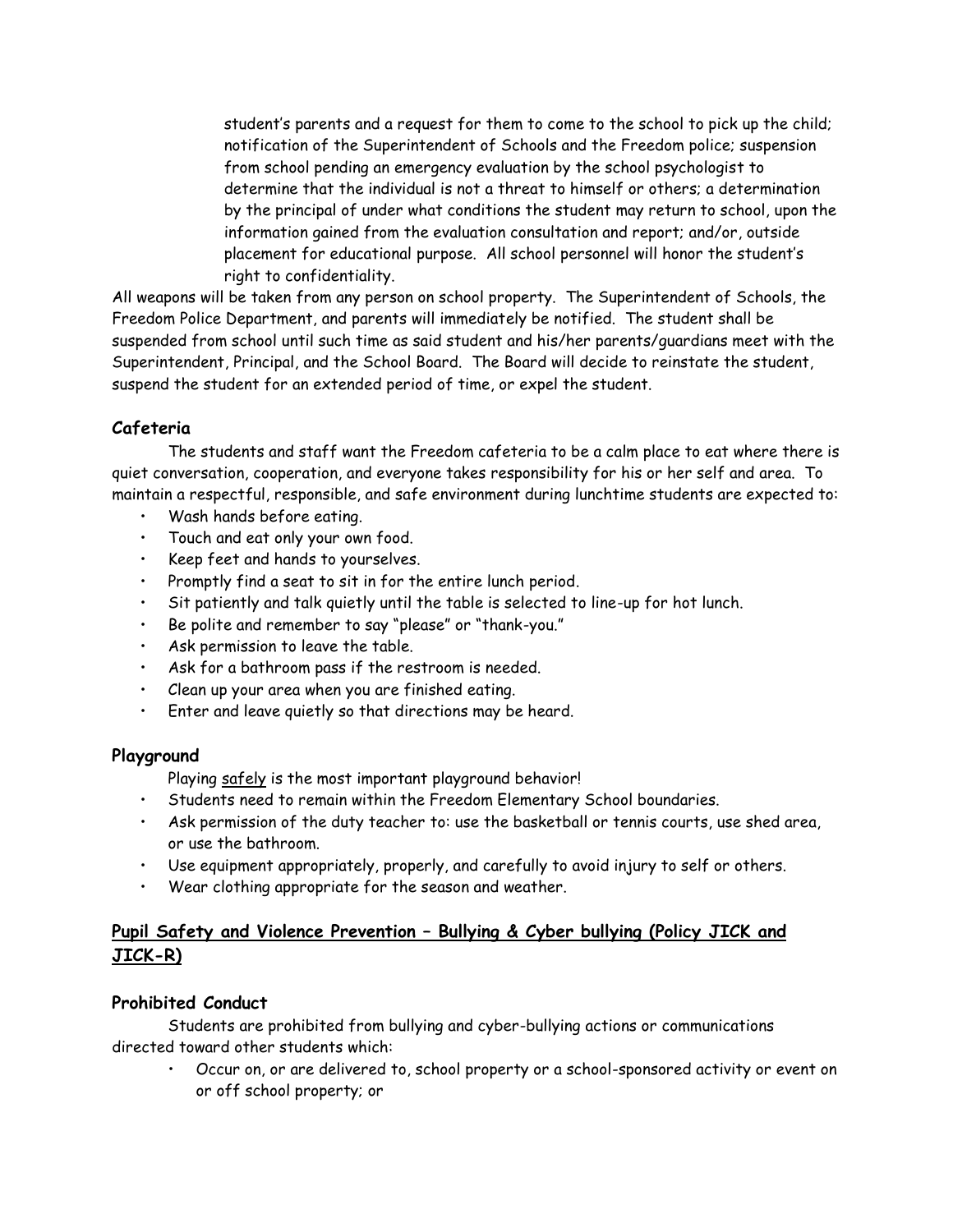student's parents and a request for them to come to the school to pick up the child; notification of the Superintendent of Schools and the Freedom police; suspension from school pending an emergency evaluation by the school psychologist to determine that the individual is not a threat to himself or others; a determination by the principal of under what conditions the student may return to school, upon the information gained from the evaluation consultation and report; and/or, outside placement for educational purpose. All school personnel will honor the student's right to confidentiality.

All weapons will be taken from any person on school property. The Superintendent of Schools, the Freedom Police Department, and parents will immediately be notified. The student shall be suspended from school until such time as said student and his/her parents/guardians meet with the Superintendent, Principal, and the School Board. The Board will decide to reinstate the student, suspend the student for an extended period of time, or expel the student.

### Cafeteria

The students and staff want the Freedom cafeteria to be a calm place to eat where there is quiet conversation, cooperation, and everyone takes responsibility for his or her self and area. To maintain a respectful, responsible, and safe environment during lunchtime students are expected to:

- Wash hands before eating.
- Touch and eat only your own food.
- Keep feet and hands to yourselves.
- Promptly find a seat to sit in for the entire lunch period.
- Sit patiently and talk quietly until the table is selected to line-up for hot lunch.
- Be polite and remember to say "please" or "thank-you."
- Ask permission to leave the table.
- Ask for a bathroom pass if the restroom is needed.
- Clean up your area when you are finished eating.
- Enter and leave quietly so that directions may be heard.

### Playground

Playing safely is the most important playground behavior!

- Students need to remain within the Freedom Elementary School boundaries.
- Ask permission of the duty teacher to: use the basketball or tennis courts, use shed area, or use the bathroom.
- Use equipment appropriately, properly, and carefully to avoid injury to self or others.
- Wear clothing appropriate for the season and weather.

## Pupil Safety and Violence Prevention – Bullying & Cyber bullying (Policy JICK and JICK-R)

### Prohibited Conduct

Students are prohibited from bullying and cyber-bullying actions or communications directed toward other students which:

- Occur on, or are delivered to, school property or a school-sponsored activity or event on or off school property; or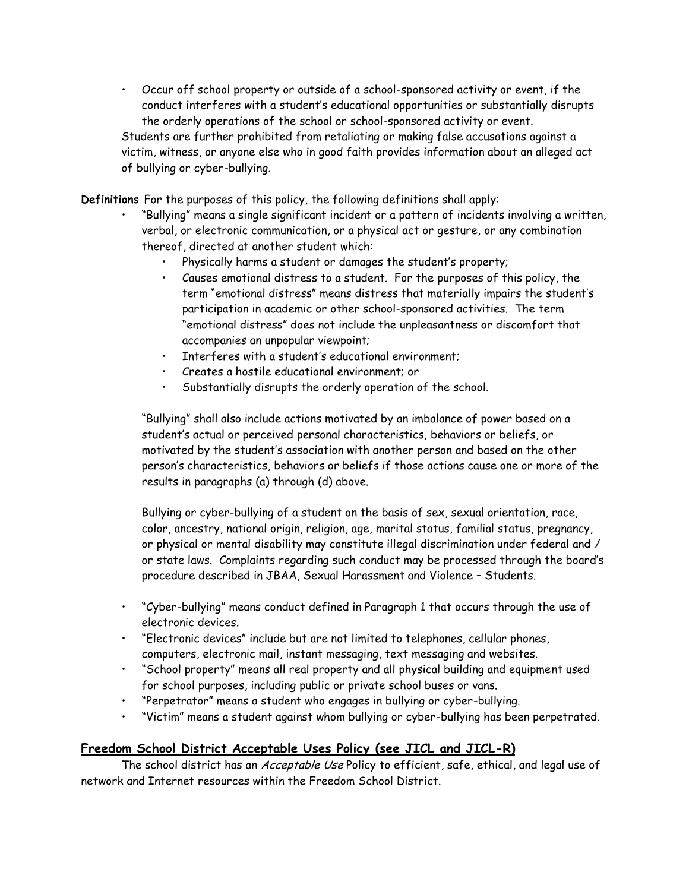- Occur off school property or outside of a school-sponsored activity or event, if the conduct interferes with a student's educational opportunities or substantially disrupts the orderly operations of the school or school-sponsored activity or event.

Students are further prohibited from retaliating or making false accusations against a victim, witness, or anyone else who in good faith provides information about an alleged act of bullying or cyber-bullying.

**Definitions** For the purposes of this policy, the following definitions shall apply:

- "Bullying" means a single significant incident or a pattern of incidents involving a written, verbal, or electronic communication, or a physical act or gesture, or any combination thereof, directed at another student which:
  - Physically harms a student or damages the student's property;
  - Causes emotional distress to a student. For the purposes of this policy, the term "emotional distress" means distress that materially impairs the student's participation in academic or other school-sponsored activities. The term "emotional distress" does not include the unpleasantness or discomfort that accompanies an unpopular viewpoint;
  - Interferes with a student's educational environment;
  - Creates a hostile educational environment; or
  - Substantially disrupts the orderly operation of the school.

  "Bullying" shall also include actions motivated by an imbalance of power based on a student's actual or perceived personal characteristics, behaviors or beliefs, or motivated by the student's association with another person and based on the other person's characteristics, behaviors or beliefs if those actions cause one or more of the results in paragraphs (a) through (d) above.

  Bullying or cyber-bullying of a student on the basis of sex, sexual orientation, race, color, ancestry, national origin, religion, age, marital status, familial status, pregnancy, or physical or mental disability may constitute illegal discrimination under federal and / or state laws. Complaints regarding such conduct may be processed through the board's procedure described in JBAA, Sexual Harassment and Violence – Students.

- "Cyber-bullying" means conduct defined in Paragraph 1 that occurs through the use of electronic devices.
- "Electronic devices" include but are not limited to telephones, cellular phones, computers, electronic mail, instant messaging, text messaging and websites.
- "School property" means all real property and all physical building and equipment used for school purposes, including public or private school buses or vans.
- "Perpetrator" means a student who engages in bullying or cyber-bullying.
- "Victim" means a student against whom bullying or cyber-bullying has been perpetrated.

## Freedom School District Acceptable Uses Policy (see JICL and JICL-R)

The school district has an *Acceptable Use* Policy to efficient, safe, ethical, and legal use of network and Internet resources within the Freedom School District.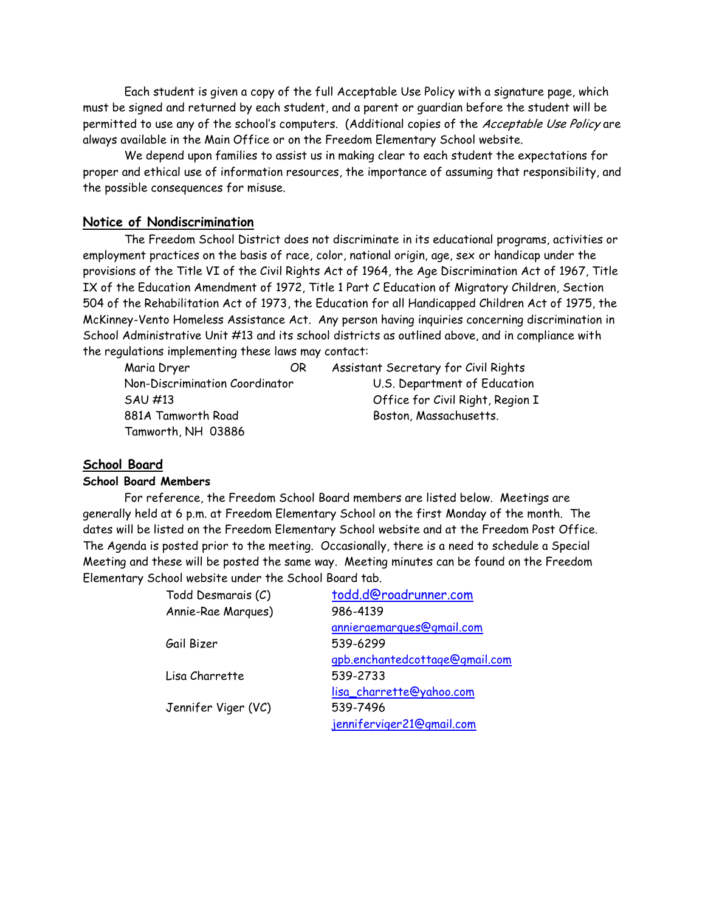Each student is given a copy of the full Acceptable Use Policy with a signature page, which must be signed and returned by each student, and a parent or guardian before the student will be permitted to use any of the school's computers. (Additional copies of the *Acceptable Use Policy* are always available in the Main Office or on the Freedom Elementary School website.

We depend upon families to assist us in making clear to each student the expectations for proper and ethical use of information resources, the importance of assuming that responsibility, and the possible consequences for misuse.

## Notice of Nondiscrimination

The Freedom School District does not discriminate in its educational programs, activities or employment practices on the basis of race, color, national origin, age, sex or handicap under the provisions of the Title VI of the Civil Rights Act of 1964, the Age Discrimination Act of 1967, Title IX of the Education Amendment of 1972, Title 1 Part C Education of Migratory Children, Section 504 of the Rehabilitation Act of 1973, the Education for all Handicapped Children Act of 1975, the McKinney-Vento Homeless Assistance Act. Any person having inquiries concerning discrimination in School Administrative Unit #13 and its school districts as outlined above, and in compliance with the regulations implementing these laws may contact:

| | | |
|---|---|---|
| Maria Dryer | OR | Assistant Secretary for Civil Rights |
| Non-Discrimination Coordinator | | U.S. Department of Education |
| SAU #13 | | Office for Civil Right, Region I |
| 881A Tamworth Road | | Boston, Massachusetts. |
| Tamworth, NH 03886 | | |

## School Board

### School Board Members

For reference, the Freedom School Board members are listed below. Meetings are generally held at 6 p.m. at Freedom Elementary School on the first Monday of the month. The dates will be listed on the Freedom Elementary School website and at the Freedom Post Office. The Agenda is posted prior to the meeting. Occasionally, there is a need to schedule a Special Meeting and these will be posted the same way. Meeting minutes can be found on the Freedom Elementary School website under the School Board tab.

| | |
|---|---|
| Todd Desmarais (C) | todd.d@roadrunner.com |
| Annie-Rae Marques) | 986-4139<br>annieraemarques@gmail.com |
| Gail Bizer | 539-6299<br>gpb.enchantedcottage@gmail.com |
| Lisa Charrette | 539-2733<br>lisa_charrette@yahoo.com |
| Jennifer Viger (VC) | 539-7496<br>jenniferviger21@gmail.com |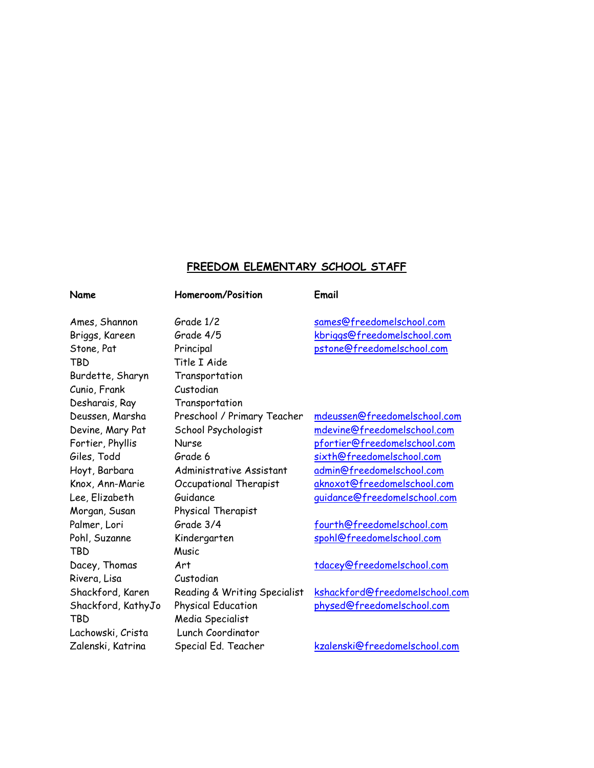## FREEDOM ELEMENTARY SCHOOL STAFF

| Name | Homeroom/Position | Email |
|---|---|---|
| Ames, Shannon | Grade 1/2 | sames@freedomelschool.com |
| Briggs, Kareen | Grade 4/5 | kbriggs@freedomelschool.com |
| Stone, Pat | Principal | pstone@freedomelschool.com |
| TBD | Title I Aide | |
| Burdette, Sharyn | Transportation | |
| Cunio, Frank | Custodian | |
| Desharais, Ray | Transportation | |
| Deussen, Marsha | Preschool / Primary Teacher | mdeussen@freedomelschool.com |
| Devine, Mary Pat | School Psychologist | mdevine@freedomelschool.com |
| Fortier, Phyllis | Nurse | pfortier@freedomelschool.com |
| Giles, Todd | Grade 6 | sixth@freedomelschool.com |
| Hoyt, Barbara | Administrative Assistant | admin@freedomelschool.com |
| Knox, Ann-Marie | Occupational Therapist | aknoxot@freedomelschool.com |
| Lee, Elizabeth | Guidance | guidance@freedomelschool.com |
| Morgan, Susan | Physical Therapist | |
| Palmer, Lori | Grade 3/4 | fourth@freedomelschool.com |
| Pohl, Suzanne | Kindergarten | spohl@freedomelschool.com |
| TBD | Music | |
| Dacey, Thomas | Art | tdacey@freedomelschool.com |
| Rivera, Lisa | Custodian | |
| Shackford, Karen | Reading & Writing Specialist | kshackford@freedomelschool.com |
| Shackford, KathyJo | Physical Education | physed@freedomelschool.com |
| TBD | Media Specialist | |
| Lachowski, Crista | Lunch Coordinator | |
| Zalenski, Katrina | Special Ed. Teacher | kzalenski@freedomelschool.com |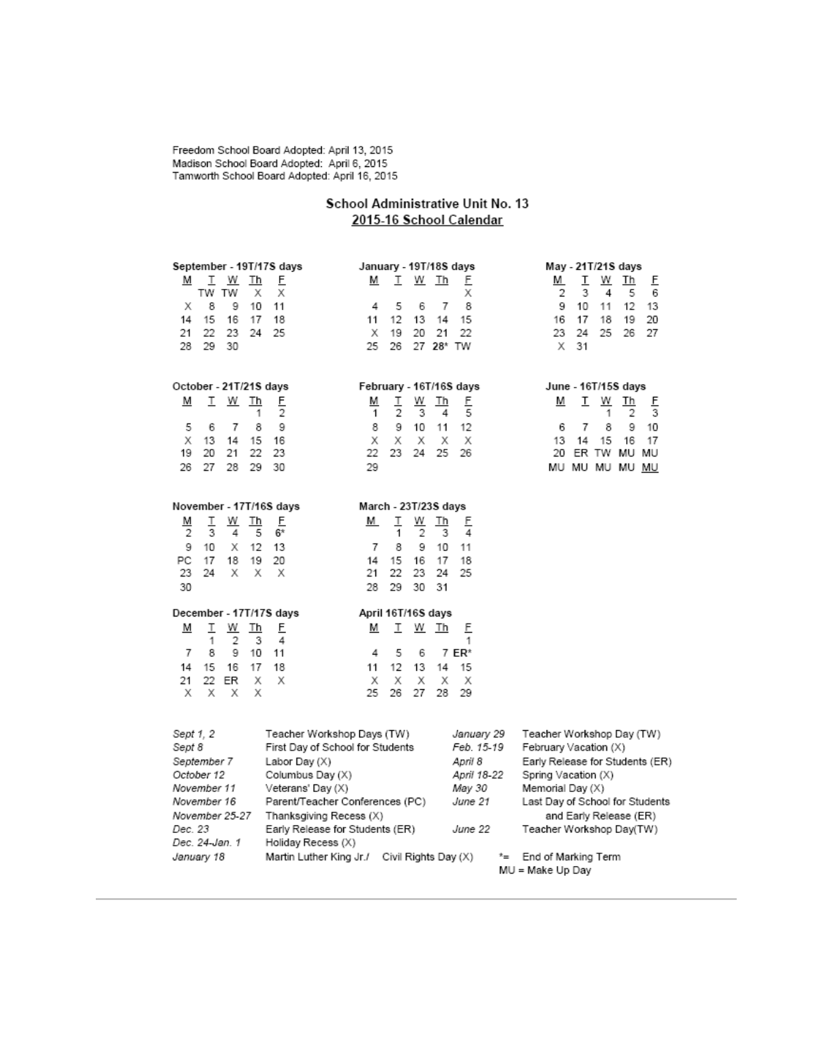Freedom School Board Adopted: April 13, 2015
Madison School Board Adopted: April 6, 2015
Tamworth School Board Adopted: April 16, 2015

## School Administrative Unit No. 13
## 2015-16 School Calendar

**September - 19T/17S days**

| M | T | W | Th | F |
|---|---|---|---|---|
| | TW | TW | X | X |
| X | 8 | 9 | 10 | 11 |
| 14 | 15 | 16 | 17 | 18 |
| 21 | 22 | 23 | 24 | 25 |
| 28 | 29 | 30 | | |

**October - 21T/21S days**

| M | T | W | Th | F |
|---|---|---|---|---|
| | | | 1 | 2 |
| 5 | 6 | 7 | 8 | 9 |
| X | 13 | 14 | 15 | 16 |
| 19 | 20 | 21 | 22 | 23 |
| 26 | 27 | 28 | 29 | 30 |

**November - 17T/16S days**

| M | T | W | Th | F |
|---|---|---|---|---|
| 2 | 3 | 4 | 5 | 6* |
| 9 | 10 | X | 12 | 13 |
| PC | 17 | 18 | 19 | 20 |
| 23 | 24 | X | X | X |
| 30 | | | | |

**December - 17T/17S days**

| M | T | W | Th | F |
|---|---|---|---|---|
| | 1 | 2 | 3 | 4 |
| 7 | 8 | 9 | 10 | 11 |
| 14 | 15 | 16 | 17 | 18 |
| 21 | 22 | ER | X | X |
| X | X | X | X | |

**January - 19T/18S days**

| M | T | W | Th | F |
|---|---|---|---|---|
| | | | | X |
| 4 | 5 | 6 | 7 | 8 |
| 11 | 12 | 13 | 14 | 15 |
| X | 19 | 20 | 21 | 22 |
| 25 | 26 | 27 | **28*** | TW |

**February - 16T/16S days**

| M | T | W | Th | F |
|---|---|---|---|---|
| 1 | 2 | 3 | 4 | 5 |
| 8 | 9 | 10 | 11 | 12 |
| X | X | X | X | X |
| 22 | 23 | 24 | 25 | 26 |
| 29 | | | | |

**March - 23T/23S days**

| M | T | W | Th | F |
|---|---|---|---|---|
| | 1 | 2 | 3 | 4 |
| 7 | 8 | 9 | 10 | 11 |
| 14 | 15 | 16 | 17 | 18 |
| 21 | 22 | 23 | 24 | 25 |
| 28 | 29 | 30 | 31 | |

**April 16T/16S days**

| M | T | W | Th | F |
|---|---|---|---|---|
| | | | | 1 |
| 4 | 5 | 6 | 7 | ER* |
| 11 | 12 | 13 | 14 | 15 |
| X | X | X | X | X |
| 25 | 26 | 27 | 28 | 29 |

**May - 21T/21S days**

| M | T | W | Th | F |
|---|---|---|---|---|
| 2 | 3 | 4 | 5 | 6 |
| 9 | 10 | 11 | 12 | 13 |
| 16 | 17 | 18 | 19 | 20 |
| 23 | 24 | 25 | 26 | 27 |
| X | 31 | | | |

**June - 16T/15S days**

| M | T | W | Th | F |
|---|---|---|---|---|
| | | 1 | 2 | 3 |
| 6 | 7 | 8 | 9 | 10 |
| 13 | 14 | 15 | 16 | 17 |
| 20 | ER | TW | MU | MU |
| MU | MU | MU | MU | MU |

| | |
|---|---|
| *Sept 1, 2* | Teacher Workshop Days (TW) |
| *Sept 8* | First Day of School for Students |
| *September 7* | Labor Day (X) |
| *October 12* | Columbus Day (X) |
| *November 11* | Veterans' Day (X) |
| *November 16* | Parent/Teacher Conferences (PC) |
| *November 25-27* | Thanksgiving Recess (X) |
| *Dec. 23* | Early Release for Students (ER) |
| *Dec. 24-Jan. 1* | Holiday Recess (X) |
| *January 18* | Martin Luther King Jr./ Civil Rights Day (X) |
| *January 29* | Teacher Workshop Day (TW) |
| *Feb. 15-19* | February Vacation (X) |
| *April 8* | Early Release for Students (ER) |
| *April 18-22* | Spring Vacation (X) |
| *May 30* | Memorial Day (X) |
| *June 21* | Last Day of School for Students and Early Release (ER) |
| *June 22* | Teacher Workshop Day(TW) |

*= End of Marking Term
MU = Make Up Day